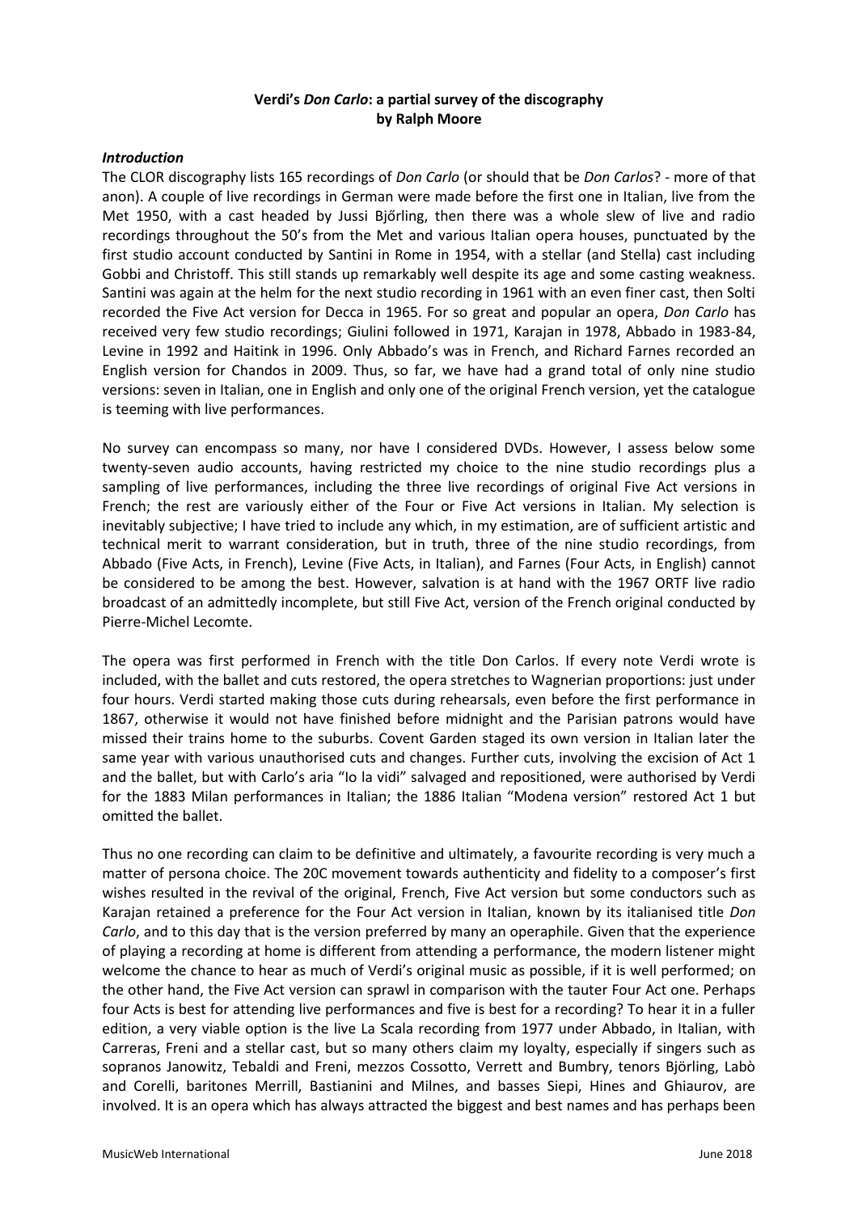**Verdi's *Don Carlo*: a partial survey of the discography**
**by Ralph Moore**

***Introduction***

The CLOR discography lists 165 recordings of *Don Carlo* (or should that be *Don Carlos*? - more of that anon). A couple of live recordings in German were made before the first one in Italian, live from the Met 1950, with a cast headed by Jussi Bjőrling, then there was a whole slew of live and radio recordings throughout the 50's from the Met and various Italian opera houses, punctuated by the first studio account conducted by Santini in Rome in 1954, with a stellar (and Stella) cast including Gobbi and Christoff. This still stands up remarkably well despite its age and some casting weakness. Santini was again at the helm for the next studio recording in 1961 with an even finer cast, then Solti recorded the Five Act version for Decca in 1965. For so great and popular an opera, *Don Carlo* has received very few studio recordings; Giulini followed in 1971, Karajan in 1978, Abbado in 1983-84, Levine in 1992 and Haitink in 1996. Only Abbado's was in French, and Richard Farnes recorded an English version for Chandos in 2009. Thus, so far, we have had a grand total of only nine studio versions: seven in Italian, one in English and only one of the original French version, yet the catalogue is teeming with live performances.

No survey can encompass so many, nor have I considered DVDs. However, I assess below some twenty-seven audio accounts, having restricted my choice to the nine studio recordings plus a sampling of live performances, including the three live recordings of original Five Act versions in French; the rest are variously either of the Four or Five Act versions in Italian. My selection is inevitably subjective; I have tried to include any which, in my estimation, are of sufficient artistic and technical merit to warrant consideration, but in truth, three of the nine studio recordings, from Abbado (Five Acts, in French), Levine (Five Acts, in Italian), and Farnes (Four Acts, in English) cannot be considered to be among the best. However, salvation is at hand with the 1967 ORTF live radio broadcast of an admittedly incomplete, but still Five Act, version of the French original conducted by Pierre-Michel Lecomte.

The opera was first performed in French with the title Don Carlos. If every note Verdi wrote is included, with the ballet and cuts restored, the opera stretches to Wagnerian proportions: just under four hours. Verdi started making those cuts during rehearsals, even before the first performance in 1867, otherwise it would not have finished before midnight and the Parisian patrons would have missed their trains home to the suburbs. Covent Garden staged its own version in Italian later the same year with various unauthorised cuts and changes. Further cuts, involving the excision of Act 1 and the ballet, but with Carlo's aria "Io la vidi" salvaged and repositioned, were authorised by Verdi for the 1883 Milan performances in Italian; the 1886 Italian "Modena version" restored Act 1 but omitted the ballet.

Thus no one recording can claim to be definitive and ultimately, a favourite recording is very much a matter of persona choice. The 20C movement towards authenticity and fidelity to a composer's first wishes resulted in the revival of the original, French, Five Act version but some conductors such as Karajan retained a preference for the Four Act version in Italian, known by its italianised title *Don Carlo*, and to this day that is the version preferred by many an operaphile. Given that the experience of playing a recording at home is different from attending a performance, the modern listener might welcome the chance to hear as much of Verdi's original music as possible, if it is well performed; on the other hand, the Five Act version can sprawl in comparison with the tauter Four Act one. Perhaps four Acts is best for attending live performances and five is best for a recording? To hear it in a fuller edition, a very viable option is the live La Scala recording from 1977 under Abbado, in Italian, with Carreras, Freni and a stellar cast, but so many others claim my loyalty, especially if singers such as sopranos Janowitz, Tebaldi and Freni, mezzos Cossotto, Verrett and Bumbry, tenors Björling, Labò and Corelli, baritones Merrill, Bastianini and Milnes, and basses Siepi, Hines and Ghiaurov, are involved. It is an opera which has always attracted the biggest and best names and has perhaps been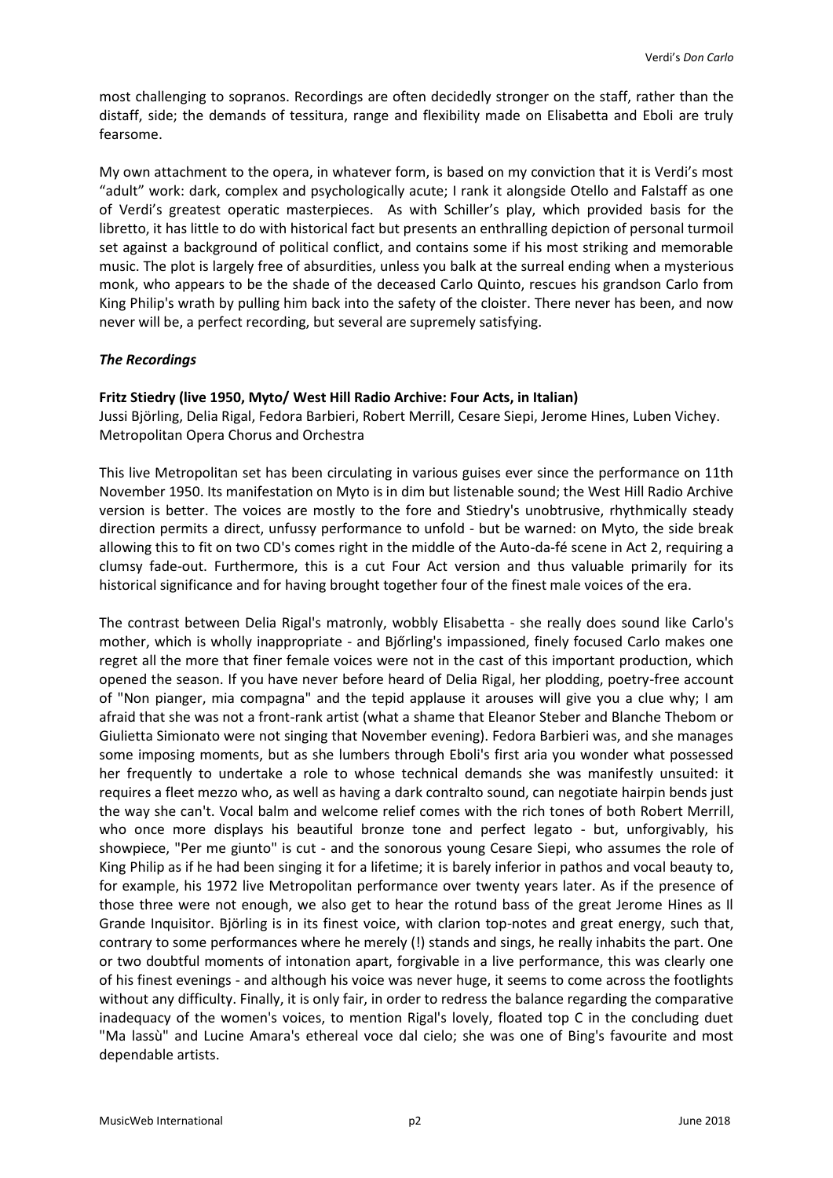most challenging to sopranos. Recordings are often decidedly stronger on the staff, rather than the distaff, side; the demands of tessitura, range and flexibility made on Elisabetta and Eboli are truly fearsome.

My own attachment to the opera, in whatever form, is based on my conviction that it is Verdi's most "adult" work: dark, complex and psychologically acute; I rank it alongside Otello and Falstaff as one of Verdi's greatest operatic masterpieces. As with Schiller's play, which provided basis for the libretto, it has little to do with historical fact but presents an enthralling depiction of personal turmoil set against a background of political conflict, and contains some if his most striking and memorable music. The plot is largely free of absurdities, unless you balk at the surreal ending when a mysterious monk, who appears to be the shade of the deceased Carlo Quinto, rescues his grandson Carlo from King Philip's wrath by pulling him back into the safety of the cloister. There never has been, and now never will be, a perfect recording, but several are supremely satisfying.

### *The Recordings*

**Fritz Stiedry (live 1950, Myto/ West Hill Radio Archive: Four Acts, in Italian)**
Jussi Björling, Delia Rigal, Fedora Barbieri, Robert Merrill, Cesare Siepi, Jerome Hines, Luben Vichey. Metropolitan Opera Chorus and Orchestra

This live Metropolitan set has been circulating in various guises ever since the performance on 11th November 1950. Its manifestation on Myto is in dim but listenable sound; the West Hill Radio Archive version is better. The voices are mostly to the fore and Stiedry's unobtrusive, rhythmically steady direction permits a direct, unfussy performance to unfold - but be warned: on Myto, the side break allowing this to fit on two CD's comes right in the middle of the Auto-da-fé scene in Act 2, requiring a clumsy fade-out. Furthermore, this is a cut Four Act version and thus valuable primarily for its historical significance and for having brought together four of the finest male voices of the era.

The contrast between Delia Rigal's matronly, wobbly Elisabetta - she really does sound like Carlo's mother, which is wholly inappropriate - and Bjőrling's impassioned, finely focused Carlo makes one regret all the more that finer female voices were not in the cast of this important production, which opened the season. If you have never before heard of Delia Rigal, her plodding, poetry-free account of "Non pianger, mia compagna" and the tepid applause it arouses will give you a clue why; I am afraid that she was not a front-rank artist (what a shame that Eleanor Steber and Blanche Thebom or Giulietta Simionato were not singing that November evening). Fedora Barbieri was, and she manages some imposing moments, but as she lumbers through Eboli's first aria you wonder what possessed her frequently to undertake a role to whose technical demands she was manifestly unsuited: it requires a fleet mezzo who, as well as having a dark contralto sound, can negotiate hairpin bends just the way she can't. Vocal balm and welcome relief comes with the rich tones of both Robert Merrill, who once more displays his beautiful bronze tone and perfect legato - but, unforgivably, his showpiece, "Per me giunto" is cut - and the sonorous young Cesare Siepi, who assumes the role of King Philip as if he had been singing it for a lifetime; it is barely inferior in pathos and vocal beauty to, for example, his 1972 live Metropolitan performance over twenty years later. As if the presence of those three were not enough, we also get to hear the rotund bass of the great Jerome Hines as Il Grande Inquisitor. Björling is in its finest voice, with clarion top-notes and great energy, such that, contrary to some performances where he merely (!) stands and sings, he really inhabits the part. One or two doubtful moments of intonation apart, forgivable in a live performance, this was clearly one of his finest evenings - and although his voice was never huge, it seems to come across the footlights without any difficulty. Finally, it is only fair, in order to redress the balance regarding the comparative inadequacy of the women's voices, to mention Rigal's lovely, floated top C in the concluding duet "Ma lassù" and Lucine Amara's ethereal voce dal cielo; she was one of Bing's favourite and most dependable artists.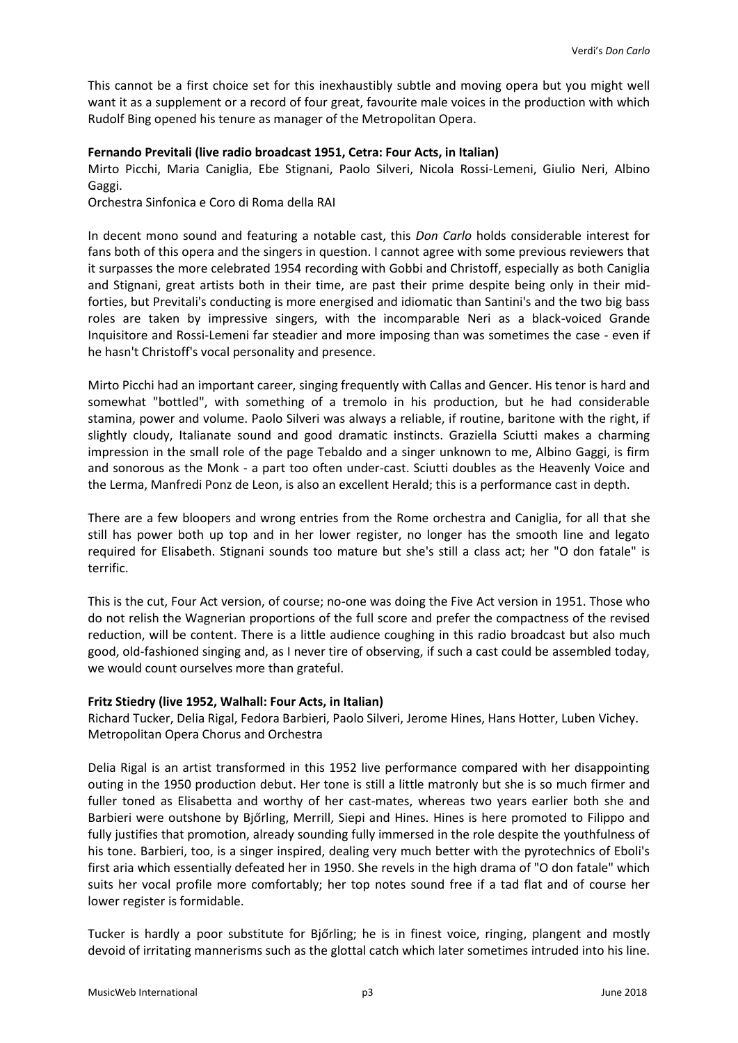This cannot be a first choice set for this inexhaustibly subtle and moving opera but you might well want it as a supplement or a record of four great, favourite male voices in the production with which Rudolf Bing opened his tenure as manager of the Metropolitan Opera.

**Fernando Previtali (live radio broadcast 1951, Cetra: Four Acts, in Italian)**
Mirto Picchi, Maria Caniglia, Ebe Stignani, Paolo Silveri, Nicola Rossi-Lemeni, Giulio Neri, Albino Gaggi.
Orchestra Sinfonica e Coro di Roma della RAI

In decent mono sound and featuring a notable cast, this *Don Carlo* holds considerable interest for fans both of this opera and the singers in question. I cannot agree with some previous reviewers that it surpasses the more celebrated 1954 recording with Gobbi and Christoff, especially as both Caniglia and Stignani, great artists both in their time, are past their prime despite being only in their mid-forties, but Previtali's conducting is more energised and idiomatic than Santini's and the two big bass roles are taken by impressive singers, with the incomparable Neri as a black-voiced Grande Inquisitore and Rossi-Lemeni far steadier and more imposing than was sometimes the case - even if he hasn't Christoff's vocal personality and presence.

Mirto Picchi had an important career, singing frequently with Callas and Gencer. His tenor is hard and somewhat "bottled", with something of a tremolo in his production, but he had considerable stamina, power and volume. Paolo Silveri was always a reliable, if routine, baritone with the right, if slightly cloudy, Italianate sound and good dramatic instincts. Graziella Sciutti makes a charming impression in the small role of the page Tebaldo and a singer unknown to me, Albino Gaggi, is firm and sonorous as the Monk - a part too often under-cast. Sciutti doubles as the Heavenly Voice and the Lerma, Manfredi Ponz de Leon, is also an excellent Herald; this is a performance cast in depth.

There are a few bloopers and wrong entries from the Rome orchestra and Caniglia, for all that she still has power both up top and in her lower register, no longer has the smooth line and legato required for Elisabeth. Stignani sounds too mature but she's still a class act; her "O don fatale" is terrific.

This is the cut, Four Act version, of course; no-one was doing the Five Act version in 1951. Those who do not relish the Wagnerian proportions of the full score and prefer the compactness of the revised reduction, will be content. There is a little audience coughing in this radio broadcast but also much good, old-fashioned singing and, as I never tire of observing, if such a cast could be assembled today, we would count ourselves more than grateful.

**Fritz Stiedry (live 1952, Walhall: Four Acts, in Italian)**
Richard Tucker, Delia Rigal, Fedora Barbieri, Paolo Silveri, Jerome Hines, Hans Hotter, Luben Vichey.
Metropolitan Opera Chorus and Orchestra

Delia Rigal is an artist transformed in this 1952 live performance compared with her disappointing outing in the 1950 production debut. Her tone is still a little matronly but she is so much firmer and fuller toned as Elisabetta and worthy of her cast-mates, whereas two years earlier both she and Barbieri were outshone by Bjőrling, Merrill, Siepi and Hines. Hines is here promoted to Filippo and fully justifies that promotion, already sounding fully immersed in the role despite the youthfulness of his tone. Barbieri, too, is a singer inspired, dealing very much better with the pyrotechnics of Eboli's first aria which essentially defeated her in 1950. She revels in the high drama of "O don fatale" which suits her vocal profile more comfortably; her top notes sound free if a tad flat and of course her lower register is formidable.

Tucker is hardly a poor substitute for Bjőrling; he is in finest voice, ringing, plangent and mostly devoid of irritating mannerisms such as the glottal catch which later sometimes intruded into his line.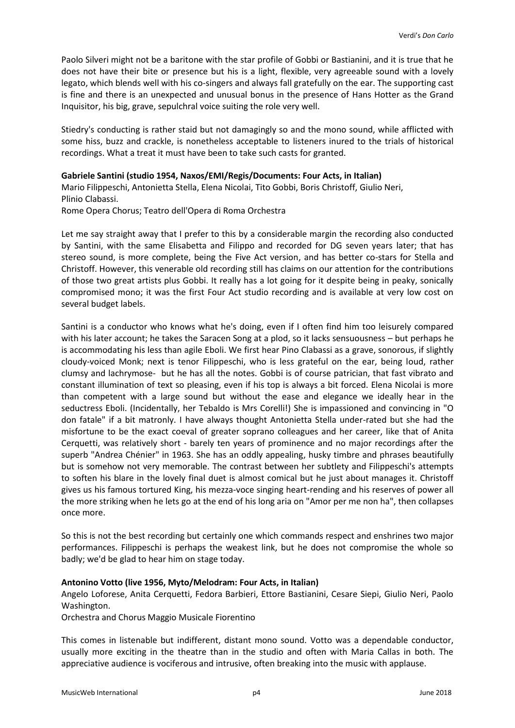Paolo Silveri might not be a baritone with the star profile of Gobbi or Bastianini, and it is true that he does not have their bite or presence but his is a light, flexible, very agreeable sound with a lovely legato, which blends well with his co-singers and always fall gratefully on the ear. The supporting cast is fine and there is an unexpected and unusual bonus in the presence of Hans Hotter as the Grand Inquisitor, his big, grave, sepulchral voice suiting the role very well.

Stiedry's conducting is rather staid but not damagingly so and the mono sound, while afflicted with some hiss, buzz and crackle, is nonetheless acceptable to listeners inured to the trials of historical recordings. What a treat it must have been to take such casts for granted.

**Gabriele Santini (studio 1954, Naxos/EMI/Regis/Documents: Four Acts, in Italian)**
Mario Filippeschi, Antonietta Stella, Elena Nicolai, Tito Gobbi, Boris Christoff, Giulio Neri, Plinio Clabassi.
Rome Opera Chorus; Teatro dell'Opera di Roma Orchestra

Let me say straight away that I prefer to this by a considerable margin the recording also conducted by Santini, with the same Elisabetta and Filippo and recorded for DG seven years later; that has stereo sound, is more complete, being the Five Act version, and has better co-stars for Stella and Christoff. However, this venerable old recording still has claims on our attention for the contributions of those two great artists plus Gobbi. It really has a lot going for it despite being in peaky, sonically compromised mono; it was the first Four Act studio recording and is available at very low cost on several budget labels.

Santini is a conductor who knows what he's doing, even if I often find him too leisurely compared with his later account; he takes the Saracen Song at a plod, so it lacks sensuousness – but perhaps he is accommodating his less than agile Eboli. We first hear Pino Clabassi as a grave, sonorous, if slightly cloudy-voiced Monk; next is tenor Filippeschi, who is less grateful on the ear, being loud, rather clumsy and lachrymose- but he has all the notes. Gobbi is of course patrician, that fast vibrato and constant illumination of text so pleasing, even if his top is always a bit forced. Elena Nicolai is more than competent with a large sound but without the ease and elegance we ideally hear in the seductress Eboli. (Incidentally, her Tebaldo is Mrs Corelli!) She is impassioned and convincing in "O don fatale" if a bit matronly. I have always thought Antonietta Stella under-rated but she had the misfortune to be the exact coeval of greater soprano colleagues and her career, like that of Anita Cerquetti, was relatively short - barely ten years of prominence and no major recordings after the superb "Andrea Chénier" in 1963. She has an oddly appealing, husky timbre and phrases beautifully but is somehow not very memorable. The contrast between her subtlety and Filippeschi's attempts to soften his blare in the lovely final duet is almost comical but he just about manages it. Christoff gives us his famous tortured King, his mezza-voce singing heart-rending and his reserves of power all the more striking when he lets go at the end of his long aria on "Amor per me non ha", then collapses once more.

So this is not the best recording but certainly one which commands respect and enshrines two major performances. Filippeschi is perhaps the weakest link, but he does not compromise the whole so badly; we'd be glad to hear him on stage today.

**Antonino Votto (live 1956, Myto/Melodram: Four Acts, in Italian)**
Angelo Loforese, Anita Cerquetti, Fedora Barbieri, Ettore Bastianini, Cesare Siepi, Giulio Neri, Paolo Washington.
Orchestra and Chorus Maggio Musicale Fiorentino

This comes in listenable but indifferent, distant mono sound. Votto was a dependable conductor, usually more exciting in the theatre than in the studio and often with Maria Callas in both. The appreciative audience is vociferous and intrusive, often breaking into the music with applause.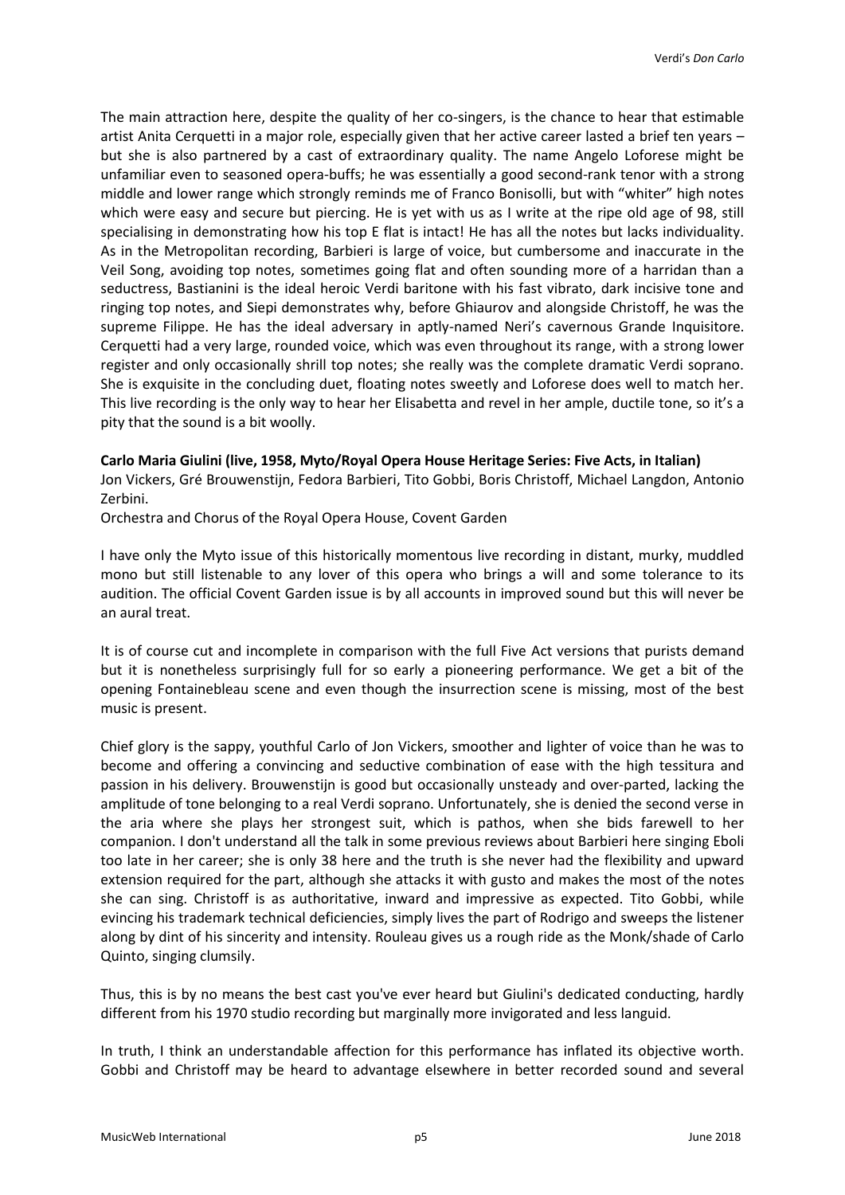The main attraction here, despite the quality of her co-singers, is the chance to hear that estimable artist Anita Cerquetti in a major role, especially given that her active career lasted a brief ten years – but she is also partnered by a cast of extraordinary quality. The name Angelo Loforese might be unfamiliar even to seasoned opera-buffs; he was essentially a good second-rank tenor with a strong middle and lower range which strongly reminds me of Franco Bonisolli, but with "whiter" high notes which were easy and secure but piercing. He is yet with us as I write at the ripe old age of 98, still specialising in demonstrating how his top E flat is intact! He has all the notes but lacks individuality. As in the Metropolitan recording, Barbieri is large of voice, but cumbersome and inaccurate in the Veil Song, avoiding top notes, sometimes going flat and often sounding more of a harridan than a seductress, Bastianini is the ideal heroic Verdi baritone with his fast vibrato, dark incisive tone and ringing top notes, and Siepi demonstrates why, before Ghiaurov and alongside Christoff, he was the supreme Filippe. He has the ideal adversary in aptly-named Neri's cavernous Grande Inquisitore. Cerquetti had a very large, rounded voice, which was even throughout its range, with a strong lower register and only occasionally shrill top notes; she really was the complete dramatic Verdi soprano. She is exquisite in the concluding duet, floating notes sweetly and Loforese does well to match her. This live recording is the only way to hear her Elisabetta and revel in her ample, ductile tone, so it's a pity that the sound is a bit woolly.

**Carlo Maria Giulini (live, 1958, Myto/Royal Opera House Heritage Series: Five Acts, in Italian)**
Jon Vickers, Gré Brouwenstijn, Fedora Barbieri, Tito Gobbi, Boris Christoff, Michael Langdon, Antonio Zerbini.
Orchestra and Chorus of the Royal Opera House, Covent Garden

I have only the Myto issue of this historically momentous live recording in distant, murky, muddled mono but still listenable to any lover of this opera who brings a will and some tolerance to its audition. The official Covent Garden issue is by all accounts in improved sound but this will never be an aural treat.

It is of course cut and incomplete in comparison with the full Five Act versions that purists demand but it is nonetheless surprisingly full for so early a pioneering performance. We get a bit of the opening Fontainebleau scene and even though the insurrection scene is missing, most of the best music is present.

Chief glory is the sappy, youthful Carlo of Jon Vickers, smoother and lighter of voice than he was to become and offering a convincing and seductive combination of ease with the high tessitura and passion in his delivery. Brouwenstijn is good but occasionally unsteady and over-parted, lacking the amplitude of tone belonging to a real Verdi soprano. Unfortunately, she is denied the second verse in the aria where she plays her strongest suit, which is pathos, when she bids farewell to her companion. I don't understand all the talk in some previous reviews about Barbieri here singing Eboli too late in her career; she is only 38 here and the truth is she never had the flexibility and upward extension required for the part, although she attacks it with gusto and makes the most of the notes she can sing. Christoff is as authoritative, inward and impressive as expected. Tito Gobbi, while evincing his trademark technical deficiencies, simply lives the part of Rodrigo and sweeps the listener along by dint of his sincerity and intensity. Rouleau gives us a rough ride as the Monk/shade of Carlo Quinto, singing clumsily.

Thus, this is by no means the best cast you've ever heard but Giulini's dedicated conducting, hardly different from his 1970 studio recording but marginally more invigorated and less languid.

In truth, I think an understandable affection for this performance has inflated its objective worth. Gobbi and Christoff may be heard to advantage elsewhere in better recorded sound and several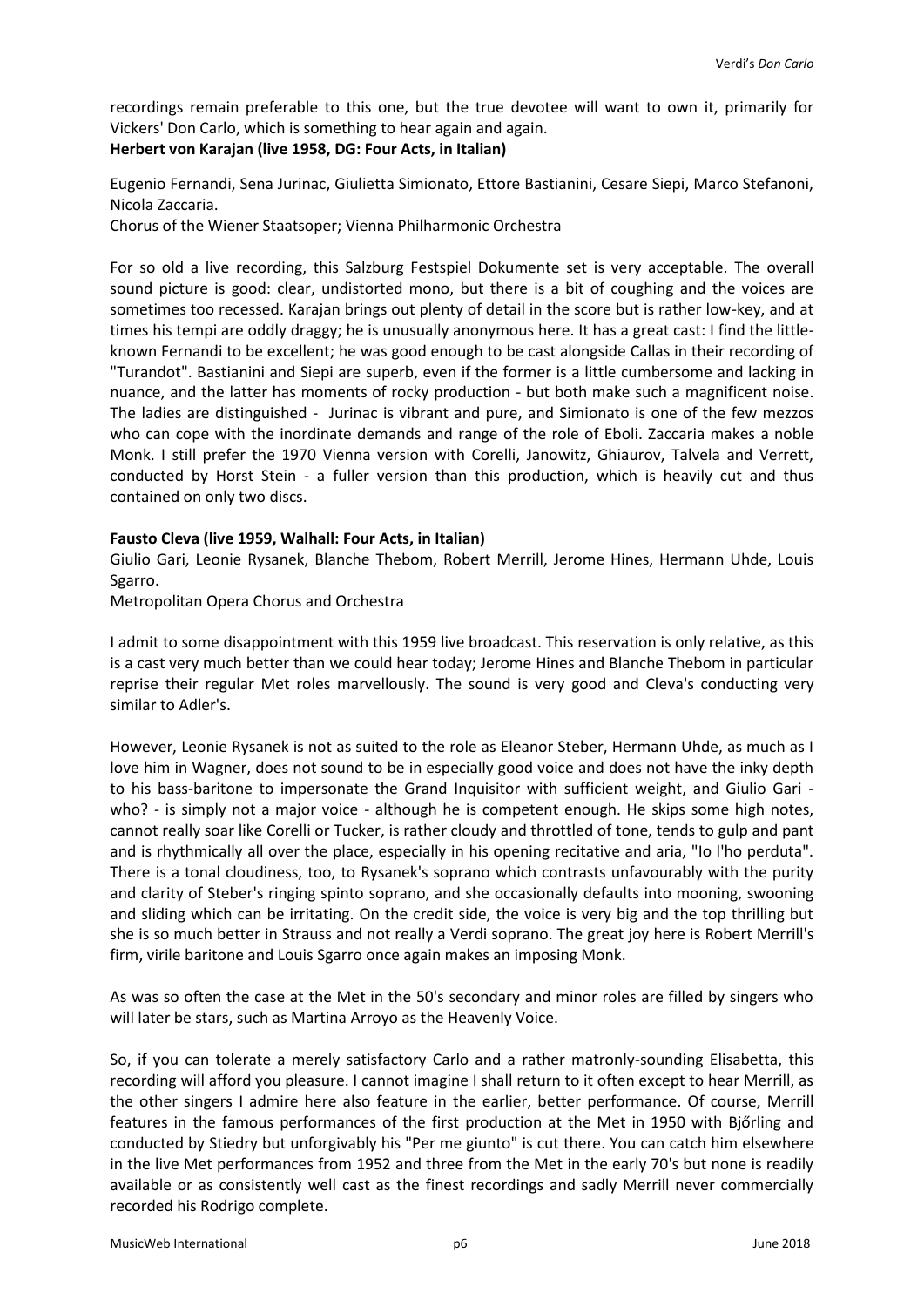recordings remain preferable to this one, but the true devotee will want to own it, primarily for Vickers' Don Carlo, which is something to hear again and again.

**Herbert von Karajan (live 1958, DG: Four Acts, in Italian)**

Eugenio Fernandi, Sena Jurinac, Giulietta Simionato, Ettore Bastianini, Cesare Siepi, Marco Stefanoni, Nicola Zaccaria.
Chorus of the Wiener Staatsoper; Vienna Philharmonic Orchestra

For so old a live recording, this Salzburg Festspiel Dokumente set is very acceptable. The overall sound picture is good: clear, undistorted mono, but there is a bit of coughing and the voices are sometimes too recessed. Karajan brings out plenty of detail in the score but is rather low-key, and at times his tempi are oddly draggy; he is unusually anonymous here. It has a great cast: I find the little-known Fernandi to be excellent; he was good enough to be cast alongside Callas in their recording of "Turandot". Bastianini and Siepi are superb, even if the former is a little cumbersome and lacking in nuance, and the latter has moments of rocky production - but both make such a magnificent noise. The ladies are distinguished - Jurinac is vibrant and pure, and Simionato is one of the few mezzos who can cope with the inordinate demands and range of the role of Eboli. Zaccaria makes a noble Monk. I still prefer the 1970 Vienna version with Corelli, Janowitz, Ghiaurov, Talvela and Verrett, conducted by Horst Stein - a fuller version than this production, which is heavily cut and thus contained on only two discs.

**Fausto Cleva (live 1959, Walhall: Four Acts, in Italian)**

Giulio Gari, Leonie Rysanek, Blanche Thebom, Robert Merrill, Jerome Hines, Hermann Uhde, Louis Sgarro.
Metropolitan Opera Chorus and Orchestra

I admit to some disappointment with this 1959 live broadcast. This reservation is only relative, as this is a cast very much better than we could hear today; Jerome Hines and Blanche Thebom in particular reprise their regular Met roles marvellously. The sound is very good and Cleva's conducting very similar to Adler's.

However, Leonie Rysanek is not as suited to the role as Eleanor Steber, Hermann Uhde, as much as I love him in Wagner, does not sound to be in especially good voice and does not have the inky depth to his bass-baritone to impersonate the Grand Inquisitor with sufficient weight, and Giulio Gari - who? - is simply not a major voice - although he is competent enough. He skips some high notes, cannot really soar like Corelli or Tucker, is rather cloudy and throttled of tone, tends to gulp and pant and is rhythmically all over the place, especially in his opening recitative and aria, "Io l'ho perduta". There is a tonal cloudiness, too, to Rysanek's soprano which contrasts unfavourably with the purity and clarity of Steber's ringing spinto soprano, and she occasionally defaults into mooning, swooning and sliding which can be irritating. On the credit side, the voice is very big and the top thrilling but she is so much better in Strauss and not really a Verdi soprano. The great joy here is Robert Merrill's firm, virile baritone and Louis Sgarro once again makes an imposing Monk.

As was so often the case at the Met in the 50's secondary and minor roles are filled by singers who will later be stars, such as Martina Arroyo as the Heavenly Voice.

So, if you can tolerate a merely satisfactory Carlo and a rather matronly-sounding Elisabetta, this recording will afford you pleasure. I cannot imagine I shall return to it often except to hear Merrill, as the other singers I admire here also feature in the earlier, better performance. Of course, Merrill features in the famous performances of the first production at the Met in 1950 with Bjőrling and conducted by Stiedry but unforgivably his "Per me giunto" is cut there. You can catch him elsewhere in the live Met performances from 1952 and three from the Met in the early 70's but none is readily available or as consistently well cast as the finest recordings and sadly Merrill never commercially recorded his Rodrigo complete.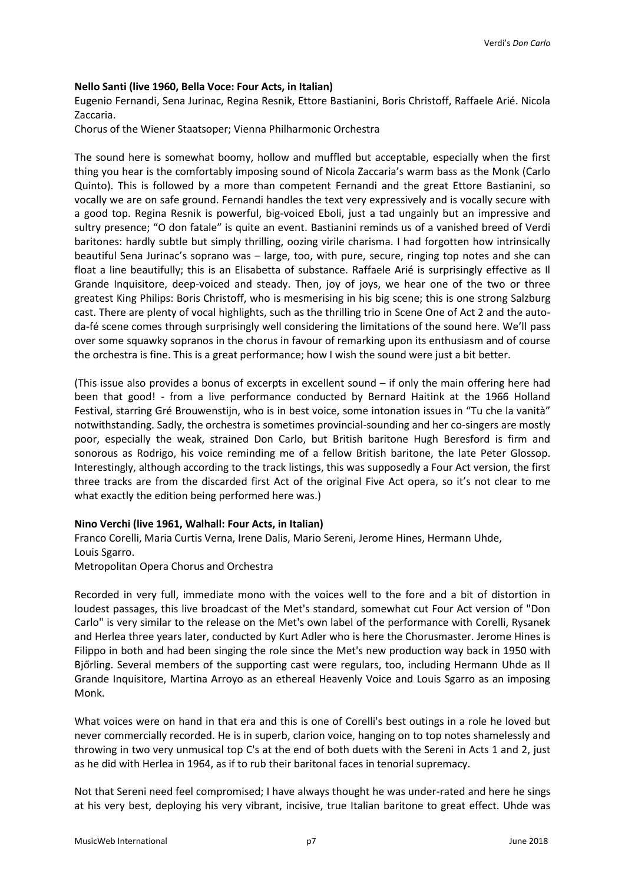**Nello Santi (live 1960, Bella Voce: Four Acts, in Italian)**

Eugenio Fernandi, Sena Jurinac, Regina Resnik, Ettore Bastianini, Boris Christoff, Raffaele Arié. Nicola Zaccaria.

Chorus of the Wiener Staatsoper; Vienna Philharmonic Orchestra

The sound here is somewhat boomy, hollow and muffled but acceptable, especially when the first thing you hear is the comfortably imposing sound of Nicola Zaccaria's warm bass as the Monk (Carlo Quinto). This is followed by a more than competent Fernandi and the great Ettore Bastianini, so vocally we are on safe ground. Fernandi handles the text very expressively and is vocally secure with a good top. Regina Resnik is powerful, big-voiced Eboli, just a tad ungainly but an impressive and sultry presence; "O don fatale" is quite an event. Bastianini reminds us of a vanished breed of Verdi baritones: hardly subtle but simply thrilling, oozing virile charisma. I had forgotten how intrinsically beautiful Sena Jurinac's soprano was – large, too, with pure, secure, ringing top notes and she can float a line beautifully; this is an Elisabetta of substance. Raffaele Arié is surprisingly effective as Il Grande Inquisitore, deep-voiced and steady. Then, joy of joys, we hear one of the two or three greatest King Philips: Boris Christoff, who is mesmerising in his big scene; this is one strong Salzburg cast. There are plenty of vocal highlights, such as the thrilling trio in Scene One of Act 2 and the auto-da-fé scene comes through surprisingly well considering the limitations of the sound here. We'll pass over some squawky sopranos in the chorus in favour of remarking upon its enthusiasm and of course the orchestra is fine. This is a great performance; how I wish the sound were just a bit better.

(This issue also provides a bonus of excerpts in excellent sound – if only the main offering here had been that good! - from a live performance conducted by Bernard Haitink at the 1966 Holland Festival, starring Gré Brouwenstijn, who is in best voice, some intonation issues in "Tu che la vanità" notwithstanding. Sadly, the orchestra is sometimes provincial-sounding and her co-singers are mostly poor, especially the weak, strained Don Carlo, but British baritone Hugh Beresford is firm and sonorous as Rodrigo, his voice reminding me of a fellow British baritone, the late Peter Glossop. Interestingly, although according to the track listings, this was supposedly a Four Act version, the first three tracks are from the discarded first Act of the original Five Act opera, so it's not clear to me what exactly the edition being performed here was.)

**Nino Verchi (live 1961, Walhall: Four Acts, in Italian)**

Franco Corelli, Maria Curtis Verna, Irene Dalis, Mario Sereni, Jerome Hines, Hermann Uhde, Louis Sgarro.

Metropolitan Opera Chorus and Orchestra

Recorded in very full, immediate mono with the voices well to the fore and a bit of distortion in loudest passages, this live broadcast of the Met's standard, somewhat cut Four Act version of "Don Carlo" is very similar to the release on the Met's own label of the performance with Corelli, Rysanek and Herlea three years later, conducted by Kurt Adler who is here the Chorusmaster. Jerome Hines is Filippo in both and had been singing the role since the Met's new production way back in 1950 with Bjőrling. Several members of the supporting cast were regulars, too, including Hermann Uhde as Il Grande Inquisitore, Martina Arroyo as an ethereal Heavenly Voice and Louis Sgarro as an imposing Monk.

What voices were on hand in that era and this is one of Corelli's best outings in a role he loved but never commercially recorded. He is in superb, clarion voice, hanging on to top notes shamelessly and throwing in two very unmusical top C's at the end of both duets with the Sereni in Acts 1 and 2, just as he did with Herlea in 1964, as if to rub their baritonal faces in tenorial supremacy.

Not that Sereni need feel compromised; I have always thought he was under-rated and here he sings at his very best, deploying his very vibrant, incisive, true Italian baritone to great effect. Uhde was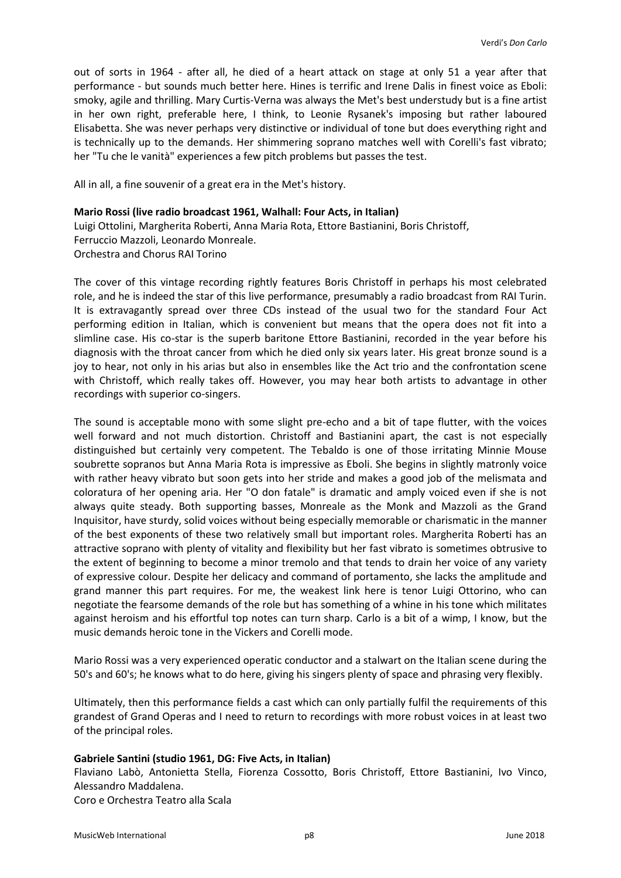out of sorts in 1964 - after all, he died of a heart attack on stage at only 51 a year after that performance - but sounds much better here. Hines is terrific and Irene Dalis in finest voice as Eboli: smoky, agile and thrilling. Mary Curtis-Verna was always the Met's best understudy but is a fine artist in her own right, preferable here, I think, to Leonie Rysanek's imposing but rather laboured Elisabetta. She was never perhaps very distinctive or individual of tone but does everything right and is technically up to the demands. Her shimmering soprano matches well with Corelli's fast vibrato; her "Tu che le vanità" experiences a few pitch problems but passes the test.

All in all, a fine souvenir of a great era in the Met's history.

**Mario Rossi (live radio broadcast 1961, Walhall: Four Acts, in Italian)**
Luigi Ottolini, Margherita Roberti, Anna Maria Rota, Ettore Bastianini, Boris Christoff, Ferruccio Mazzoli, Leonardo Monreale.
Orchestra and Chorus RAI Torino

The cover of this vintage recording rightly features Boris Christoff in perhaps his most celebrated role, and he is indeed the star of this live performance, presumably a radio broadcast from RAI Turin. It is extravagantly spread over three CDs instead of the usual two for the standard Four Act performing edition in Italian, which is convenient but means that the opera does not fit into a slimline case. His co-star is the superb baritone Ettore Bastianini, recorded in the year before his diagnosis with the throat cancer from which he died only six years later. His great bronze sound is a joy to hear, not only in his arias but also in ensembles like the Act trio and the confrontation scene with Christoff, which really takes off. However, you may hear both artists to advantage in other recordings with superior co-singers.

The sound is acceptable mono with some slight pre-echo and a bit of tape flutter, with the voices well forward and not much distortion. Christoff and Bastianini apart, the cast is not especially distinguished but certainly very competent. The Tebaldo is one of those irritating Minnie Mouse soubrette sopranos but Anna Maria Rota is impressive as Eboli. She begins in slightly matronly voice with rather heavy vibrato but soon gets into her stride and makes a good job of the melismata and coloratura of her opening aria. Her "O don fatale" is dramatic and amply voiced even if she is not always quite steady. Both supporting basses, Monreale as the Monk and Mazzoli as the Grand Inquisitor, have sturdy, solid voices without being especially memorable or charismatic in the manner of the best exponents of these two relatively small but important roles. Margherita Roberti has an attractive soprano with plenty of vitality and flexibility but her fast vibrato is sometimes obtrusive to the extent of beginning to become a minor tremolo and that tends to drain her voice of any variety of expressive colour. Despite her delicacy and command of portamento, she lacks the amplitude and grand manner this part requires. For me, the weakest link here is tenor Luigi Ottorino, who can negotiate the fearsome demands of the role but has something of a whine in his tone which militates against heroism and his effortful top notes can turn sharp. Carlo is a bit of a wimp, I know, but the music demands heroic tone in the Vickers and Corelli mode.

Mario Rossi was a very experienced operatic conductor and a stalwart on the Italian scene during the 50's and 60's; he knows what to do here, giving his singers plenty of space and phrasing very flexibly.

Ultimately, then this performance fields a cast which can only partially fulfil the requirements of this grandest of Grand Operas and I need to return to recordings with more robust voices in at least two of the principal roles.

**Gabriele Santini (studio 1961, DG: Five Acts, in Italian)**
Flaviano Labò, Antonietta Stella, Fiorenza Cossotto, Boris Christoff, Ettore Bastianini, Ivo Vinco, Alessandro Maddalena.
Coro e Orchestra Teatro alla Scala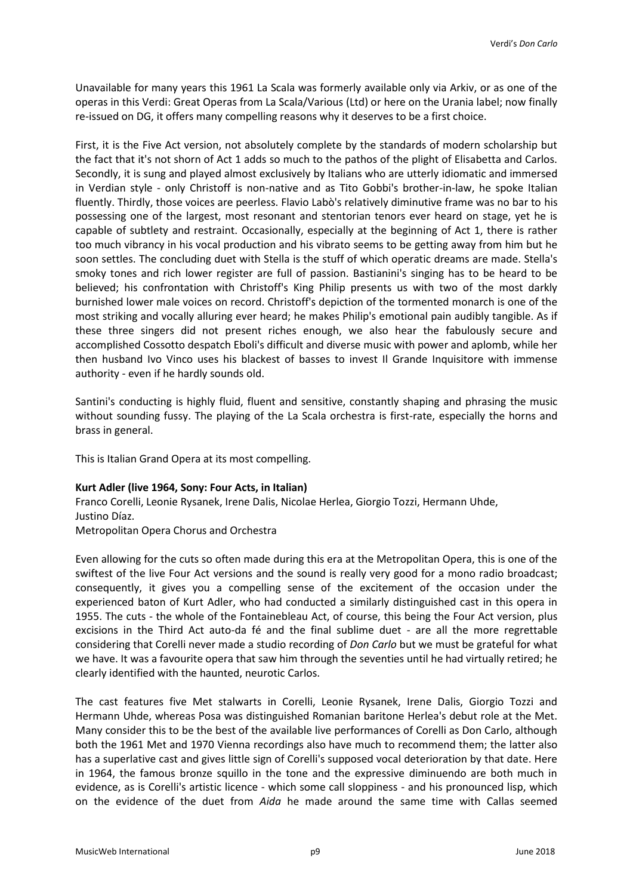Unavailable for many years this 1961 La Scala was formerly available only via Arkiv, or as one of the operas in this Verdi: Great Operas from La Scala/Various (Ltd) or here on the Urania label; now finally re-issued on DG, it offers many compelling reasons why it deserves to be a first choice.

First, it is the Five Act version, not absolutely complete by the standards of modern scholarship but the fact that it's not shorn of Act 1 adds so much to the pathos of the plight of Elisabetta and Carlos. Secondly, it is sung and played almost exclusively by Italians who are utterly idiomatic and immersed in Verdian style - only Christoff is non-native and as Tito Gobbi's brother-in-law, he spoke Italian fluently. Thirdly, those voices are peerless. Flavio Labò's relatively diminutive frame was no bar to his possessing one of the largest, most resonant and stentorian tenors ever heard on stage, yet he is capable of subtlety and restraint. Occasionally, especially at the beginning of Act 1, there is rather too much vibrancy in his vocal production and his vibrato seems to be getting away from him but he soon settles. The concluding duet with Stella is the stuff of which operatic dreams are made. Stella's smoky tones and rich lower register are full of passion. Bastianini's singing has to be heard to be believed; his confrontation with Christoff's King Philip presents us with two of the most darkly burnished lower male voices on record. Christoff's depiction of the tormented monarch is one of the most striking and vocally alluring ever heard; he makes Philip's emotional pain audibly tangible. As if these three singers did not present riches enough, we also hear the fabulously secure and accomplished Cossotto despatch Eboli's difficult and diverse music with power and aplomb, while her then husband Ivo Vinco uses his blackest of basses to invest Il Grande Inquisitore with immense authority - even if he hardly sounds old.

Santini's conducting is highly fluid, fluent and sensitive, constantly shaping and phrasing the music without sounding fussy. The playing of the La Scala orchestra is first-rate, especially the horns and brass in general.

This is Italian Grand Opera at its most compelling.

**Kurt Adler (live 1964, Sony: Four Acts, in Italian)**
Franco Corelli, Leonie Rysanek, Irene Dalis, Nicolae Herlea, Giorgio Tozzi, Hermann Uhde, Justino Díaz.
Metropolitan Opera Chorus and Orchestra

Even allowing for the cuts so often made during this era at the Metropolitan Opera, this is one of the swiftest of the live Four Act versions and the sound is really very good for a mono radio broadcast; consequently, it gives you a compelling sense of the excitement of the occasion under the experienced baton of Kurt Adler, who had conducted a similarly distinguished cast in this opera in 1955. The cuts - the whole of the Fontainebleau Act, of course, this being the Four Act version, plus excisions in the Third Act auto-da fé and the final sublime duet - are all the more regrettable considering that Corelli never made a studio recording of *Don Carlo* but we must be grateful for what we have. It was a favourite opera that saw him through the seventies until he had virtually retired; he clearly identified with the haunted, neurotic Carlos.

The cast features five Met stalwarts in Corelli, Leonie Rysanek, Irene Dalis, Giorgio Tozzi and Hermann Uhde, whereas Posa was distinguished Romanian baritone Herlea's debut role at the Met. Many consider this to be the best of the available live performances of Corelli as Don Carlo, although both the 1961 Met and 1970 Vienna recordings also have much to recommend them; the latter also has a superlative cast and gives little sign of Corelli's supposed vocal deterioration by that date. Here in 1964, the famous bronze squillo in the tone and the expressive diminuendo are both much in evidence, as is Corelli's artistic licence - which some call sloppiness - and his pronounced lisp, which on the evidence of the duet from *Aida* he made around the same time with Callas seemed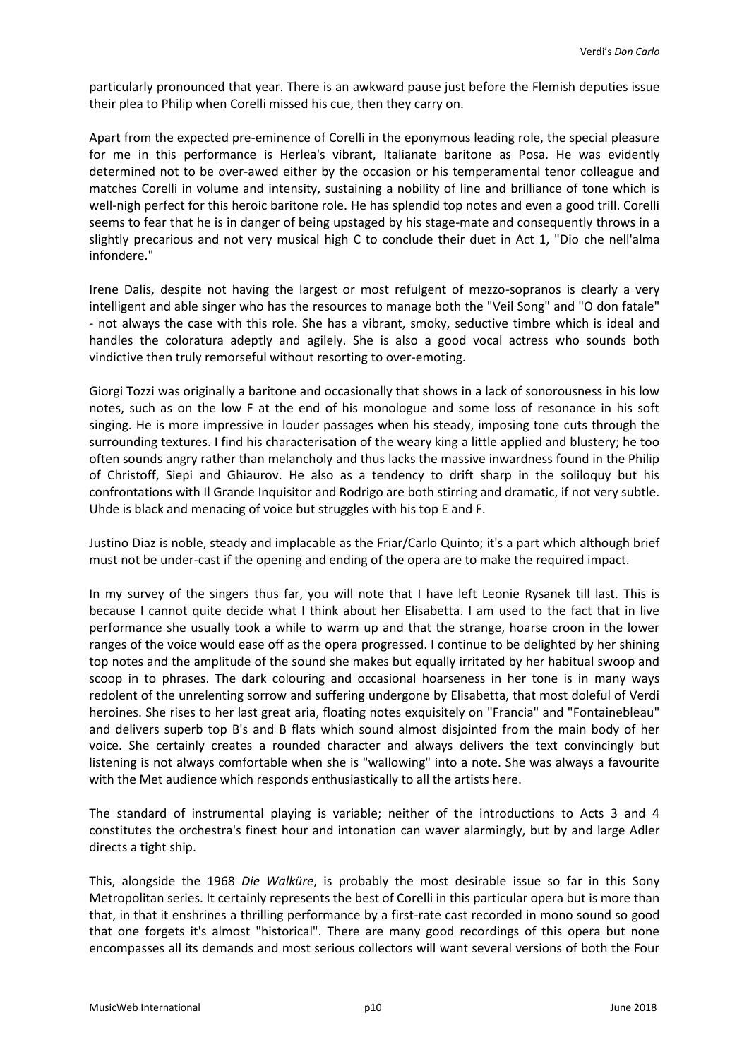particularly pronounced that year. There is an awkward pause just before the Flemish deputies issue their plea to Philip when Corelli missed his cue, then they carry on.

Apart from the expected pre-eminence of Corelli in the eponymous leading role, the special pleasure for me in this performance is Herlea's vibrant, Italianate baritone as Posa. He was evidently determined not to be over-awed either by the occasion or his temperamental tenor colleague and matches Corelli in volume and intensity, sustaining a nobility of line and brilliance of tone which is well-nigh perfect for this heroic baritone role. He has splendid top notes and even a good trill. Corelli seems to fear that he is in danger of being upstaged by his stage-mate and consequently throws in a slightly precarious and not very musical high C to conclude their duet in Act 1, "Dio che nell'alma infondere."

Irene Dalis, despite not having the largest or most refulgent of mezzo-sopranos is clearly a very intelligent and able singer who has the resources to manage both the "Veil Song" and "O don fatale" - not always the case with this role. She has a vibrant, smoky, seductive timbre which is ideal and handles the coloratura adeptly and agilely. She is also a good vocal actress who sounds both vindictive then truly remorseful without resorting to over-emoting.

Giorgi Tozzi was originally a baritone and occasionally that shows in a lack of sonorousness in his low notes, such as on the low F at the end of his monologue and some loss of resonance in his soft singing. He is more impressive in louder passages when his steady, imposing tone cuts through the surrounding textures. I find his characterisation of the weary king a little applied and blustery; he too often sounds angry rather than melancholy and thus lacks the massive inwardness found in the Philip of Christoff, Siepi and Ghiaurov. He also as a tendency to drift sharp in the soliloquy but his confrontations with Il Grande Inquisitor and Rodrigo are both stirring and dramatic, if not very subtle. Uhde is black and menacing of voice but struggles with his top E and F.

Justino Diaz is noble, steady and implacable as the Friar/Carlo Quinto; it's a part which although brief must not be under-cast if the opening and ending of the opera are to make the required impact.

In my survey of the singers thus far, you will note that I have left Leonie Rysanek till last. This is because I cannot quite decide what I think about her Elisabetta. I am used to the fact that in live performance she usually took a while to warm up and that the strange, hoarse croon in the lower ranges of the voice would ease off as the opera progressed. I continue to be delighted by her shining top notes and the amplitude of the sound she makes but equally irritated by her habitual swoop and scoop in to phrases. The dark colouring and occasional hoarseness in her tone is in many ways redolent of the unrelenting sorrow and suffering undergone by Elisabetta, that most doleful of Verdi heroines. She rises to her last great aria, floating notes exquisitely on "Francia" and "Fontainebleau" and delivers superb top B's and B flats which sound almost disjointed from the main body of her voice. She certainly creates a rounded character and always delivers the text convincingly but listening is not always comfortable when she is "wallowing" into a note. She was always a favourite with the Met audience which responds enthusiastically to all the artists here.

The standard of instrumental playing is variable; neither of the introductions to Acts 3 and 4 constitutes the orchestra's finest hour and intonation can waver alarmingly, but by and large Adler directs a tight ship.

This, alongside the 1968 *Die Walküre*, is probably the most desirable issue so far in this Sony Metropolitan series. It certainly represents the best of Corelli in this particular opera but is more than that, in that it enshrines a thrilling performance by a first-rate cast recorded in mono sound so good that one forgets it's almost "historical". There are many good recordings of this opera but none encompasses all its demands and most serious collectors will want several versions of both the Four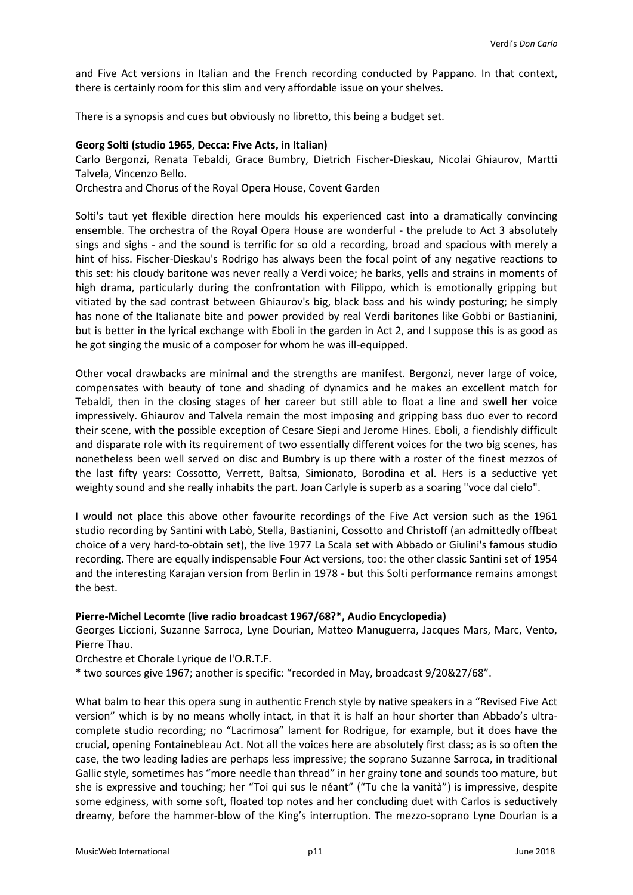and Five Act versions in Italian and the French recording conducted by Pappano. In that context, there is certainly room for this slim and very affordable issue on your shelves.

There is a synopsis and cues but obviously no libretto, this being a budget set.

**Georg Solti (studio 1965, Decca: Five Acts, in Italian)**
Carlo Bergonzi, Renata Tebaldi, Grace Bumbry, Dietrich Fischer-Dieskau, Nicolai Ghiaurov, Martti Talvela, Vincenzo Bello.
Orchestra and Chorus of the Royal Opera House, Covent Garden

Solti's taut yet flexible direction here moulds his experienced cast into a dramatically convincing ensemble. The orchestra of the Royal Opera House are wonderful - the prelude to Act 3 absolutely sings and sighs - and the sound is terrific for so old a recording, broad and spacious with merely a hint of hiss. Fischer-Dieskau's Rodrigo has always been the focal point of any negative reactions to this set: his cloudy baritone was never really a Verdi voice; he barks, yells and strains in moments of high drama, particularly during the confrontation with Filippo, which is emotionally gripping but vitiated by the sad contrast between Ghiaurov's big, black bass and his windy posturing; he simply has none of the Italianate bite and power provided by real Verdi baritones like Gobbi or Bastianini, but is better in the lyrical exchange with Eboli in the garden in Act 2, and I suppose this is as good as he got singing the music of a composer for whom he was ill-equipped.

Other vocal drawbacks are minimal and the strengths are manifest. Bergonzi, never large of voice, compensates with beauty of tone and shading of dynamics and he makes an excellent match for Tebaldi, then in the closing stages of her career but still able to float a line and swell her voice impressively. Ghiaurov and Talvela remain the most imposing and gripping bass duo ever to record their scene, with the possible exception of Cesare Siepi and Jerome Hines. Eboli, a fiendishly difficult and disparate role with its requirement of two essentially different voices for the two big scenes, has nonetheless been well served on disc and Bumbry is up there with a roster of the finest mezzos of the last fifty years: Cossotto, Verrett, Baltsa, Simionato, Borodina et al. Hers is a seductive yet weighty sound and she really inhabits the part. Joan Carlyle is superb as a soaring "voce dal cielo".

I would not place this above other favourite recordings of the Five Act version such as the 1961 studio recording by Santini with Labò, Stella, Bastianini, Cossotto and Christoff (an admittedly offbeat choice of a very hard-to-obtain set), the live 1977 La Scala set with Abbado or Giulini's famous studio recording. There are equally indispensable Four Act versions, too: the other classic Santini set of 1954 and the interesting Karajan version from Berlin in 1978 - but this Solti performance remains amongst the best.

**Pierre-Michel Lecomte (live radio broadcast 1967/68?\*, Audio Encyclopedia)**
Georges Liccioni, Suzanne Sarroca, Lyne Dourian, Matteo Manuguerra, Jacques Mars, Marc, Vento, Pierre Thau.
Orchestre et Chorale Lyrique de l'O.R.T.F.
\* two sources give 1967; another is specific: "recorded in May, broadcast 9/20&27/68".

What balm to hear this opera sung in authentic French style by native speakers in a "Revised Five Act version" which is by no means wholly intact, in that it is half an hour shorter than Abbado's ultra-complete studio recording; no "Lacrimosa" lament for Rodrigue, for example, but it does have the crucial, opening Fontainebleau Act. Not all the voices here are absolutely first class; as is so often the case, the two leading ladies are perhaps less impressive; the soprano Suzanne Sarroca, in traditional Gallic style, sometimes has "more needle than thread" in her grainy tone and sounds too mature, but she is expressive and touching; her "Toi qui sus le néant" ("Tu che la vanità") is impressive, despite some edginess, with some soft, floated top notes and her concluding duet with Carlos is seductively dreamy, before the hammer-blow of the King's interruption. The mezzo-soprano Lyne Dourian is a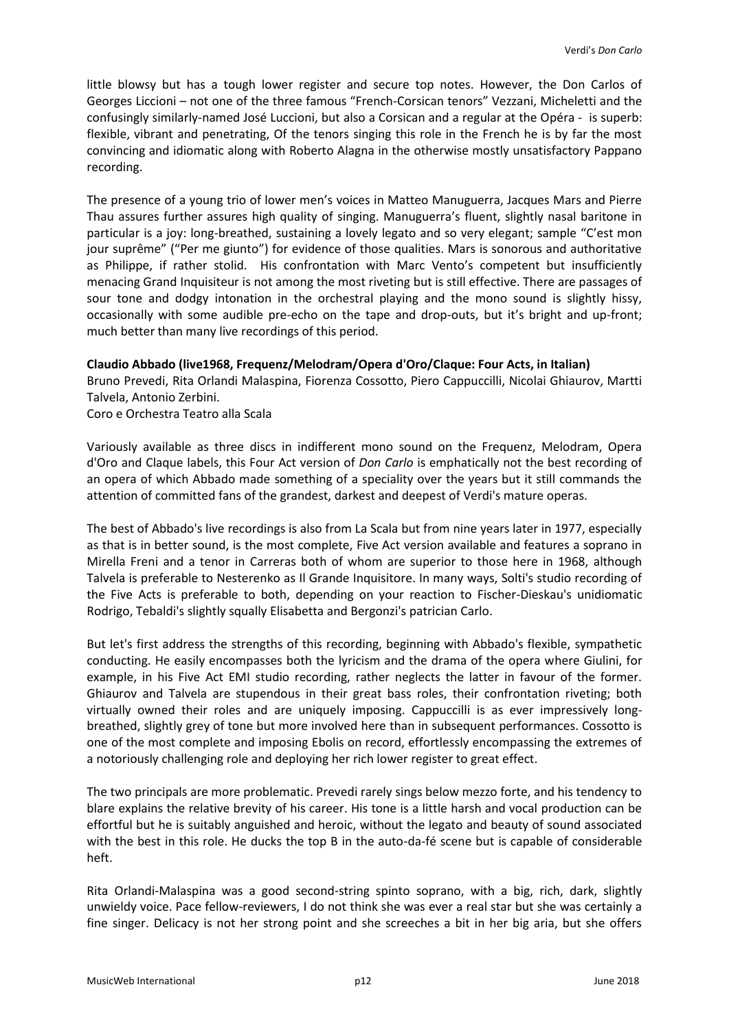little blowsy but has a tough lower register and secure top notes. However, the Don Carlos of Georges Liccioni – not one of the three famous "French-Corsican tenors" Vezzani, Micheletti and the confusingly similarly-named José Luccioni, but also a Corsican and a regular at the Opéra - is superb: flexible, vibrant and penetrating, Of the tenors singing this role in the French he is by far the most convincing and idiomatic along with Roberto Alagna in the otherwise mostly unsatisfactory Pappano recording.

The presence of a young trio of lower men's voices in Matteo Manuguerra, Jacques Mars and Pierre Thau assures further assures high quality of singing. Manuguerra's fluent, slightly nasal baritone in particular is a joy: long-breathed, sustaining a lovely legato and so very elegant; sample "C'est mon jour suprême" ("Per me giunto") for evidence of those qualities. Mars is sonorous and authoritative as Philippe, if rather stolid. His confrontation with Marc Vento's competent but insufficiently menacing Grand Inquisiteur is not among the most riveting but is still effective. There are passages of sour tone and dodgy intonation in the orchestral playing and the mono sound is slightly hissy, occasionally with some audible pre-echo on the tape and drop-outs, but it's bright and up-front; much better than many live recordings of this period.

**Claudio Abbado (live1968, Frequenz/Melodram/Opera d'Oro/Claque: Four Acts, in Italian)**
Bruno Prevedi, Rita Orlandi Malaspina, Fiorenza Cossotto, Piero Cappuccilli, Nicolai Ghiaurov, Martti Talvela, Antonio Zerbini.
Coro e Orchestra Teatro alla Scala

Variously available as three discs in indifferent mono sound on the Frequenz, Melodram, Opera d'Oro and Claque labels, this Four Act version of *Don Carlo* is emphatically not the best recording of an opera of which Abbado made something of a speciality over the years but it still commands the attention of committed fans of the grandest, darkest and deepest of Verdi's mature operas.

The best of Abbado's live recordings is also from La Scala but from nine years later in 1977, especially as that is in better sound, is the most complete, Five Act version available and features a soprano in Mirella Freni and a tenor in Carreras both of whom are superior to those here in 1968, although Talvela is preferable to Nesterenko as Il Grande Inquisitore. In many ways, Solti's studio recording of the Five Acts is preferable to both, depending on your reaction to Fischer-Dieskau's unidiomatic Rodrigo, Tebaldi's slightly squally Elisabetta and Bergonzi's patrician Carlo.

But let's first address the strengths of this recording, beginning with Abbado's flexible, sympathetic conducting. He easily encompasses both the lyricism and the drama of the opera where Giulini, for example, in his Five Act EMI studio recording, rather neglects the latter in favour of the former. Ghiaurov and Talvela are stupendous in their great bass roles, their confrontation riveting; both virtually owned their roles and are uniquely imposing. Cappuccilli is as ever impressively long-breathed, slightly grey of tone but more involved here than in subsequent performances. Cossotto is one of the most complete and imposing Ebolis on record, effortlessly encompassing the extremes of a notoriously challenging role and deploying her rich lower register to great effect.

The two principals are more problematic. Prevedi rarely sings below mezzo forte, and his tendency to blare explains the relative brevity of his career. His tone is a little harsh and vocal production can be effortful but he is suitably anguished and heroic, without the legato and beauty of sound associated with the best in this role. He ducks the top B in the auto-da-fé scene but is capable of considerable heft.

Rita Orlandi-Malaspina was a good second-string spinto soprano, with a big, rich, dark, slightly unwieldy voice. Pace fellow-reviewers, I do not think she was ever a real star but she was certainly a fine singer. Delicacy is not her strong point and she screeches a bit in her big aria, but she offers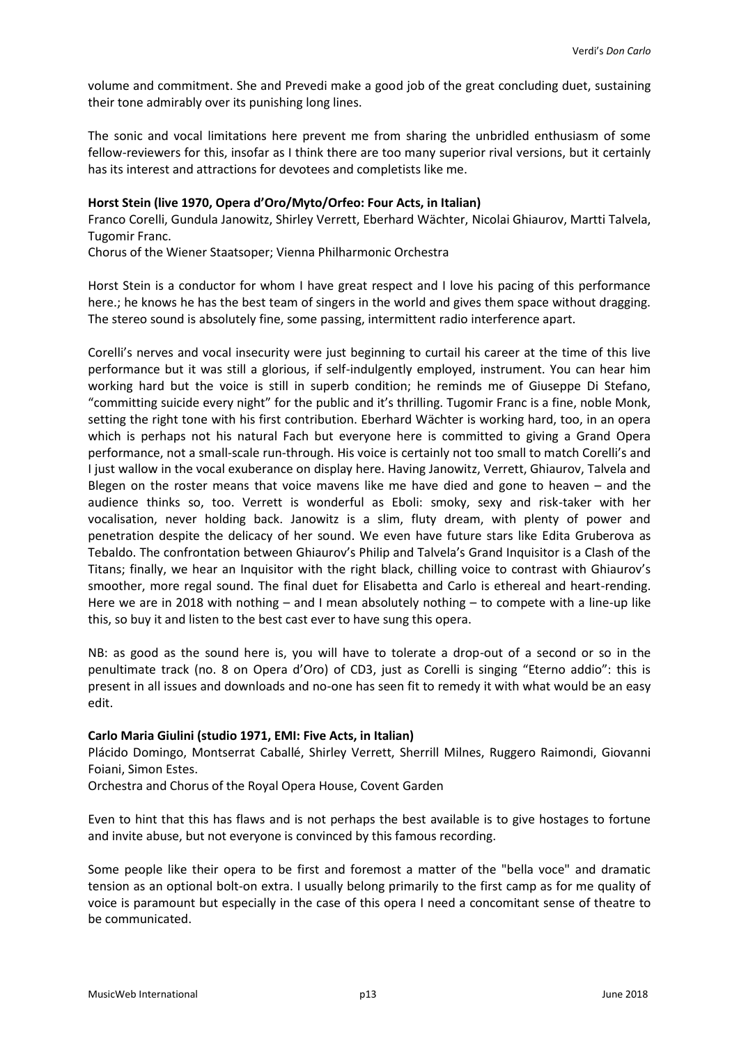volume and commitment. She and Prevedi make a good job of the great concluding duet, sustaining their tone admirably over its punishing long lines.

The sonic and vocal limitations here prevent me from sharing the unbridled enthusiasm of some fellow-reviewers for this, insofar as I think there are too many superior rival versions, but it certainly has its interest and attractions for devotees and completists like me.

**Horst Stein (live 1970, Opera d'Oro/Myto/Orfeo: Four Acts, in Italian)**
Franco Corelli, Gundula Janowitz, Shirley Verrett, Eberhard Wächter, Nicolai Ghiaurov, Martti Talvela, Tugomir Franc.
Chorus of the Wiener Staatsoper; Vienna Philharmonic Orchestra

Horst Stein is a conductor for whom I have great respect and I love his pacing of this performance here.; he knows he has the best team of singers in the world and gives them space without dragging. The stereo sound is absolutely fine, some passing, intermittent radio interference apart.

Corelli's nerves and vocal insecurity were just beginning to curtail his career at the time of this live performance but it was still a glorious, if self-indulgently employed, instrument. You can hear him working hard but the voice is still in superb condition; he reminds me of Giuseppe Di Stefano, "committing suicide every night" for the public and it's thrilling. Tugomir Franc is a fine, noble Monk, setting the right tone with his first contribution. Eberhard Wächter is working hard, too, in an opera which is perhaps not his natural Fach but everyone here is committed to giving a Grand Opera performance, not a small-scale run-through. His voice is certainly not too small to match Corelli's and I just wallow in the vocal exuberance on display here. Having Janowitz, Verrett, Ghiaurov, Talvela and Blegen on the roster means that voice mavens like me have died and gone to heaven – and the audience thinks so, too. Verrett is wonderful as Eboli: smoky, sexy and risk-taker with her vocalisation, never holding back. Janowitz is a slim, fluty dream, with plenty of power and penetration despite the delicacy of her sound. We even have future stars like Edita Gruberova as Tebaldo. The confrontation between Ghiaurov's Philip and Talvela's Grand Inquisitor is a Clash of the Titans; finally, we hear an Inquisitor with the right black, chilling voice to contrast with Ghiaurov's smoother, more regal sound. The final duet for Elisabetta and Carlo is ethereal and heart-rending. Here we are in 2018 with nothing – and I mean absolutely nothing – to compete with a line-up like this, so buy it and listen to the best cast ever to have sung this opera.

NB: as good as the sound here is, you will have to tolerate a drop-out of a second or so in the penultimate track (no. 8 on Opera d'Oro) of CD3, just as Corelli is singing "Eterno addio": this is present in all issues and downloads and no-one has seen fit to remedy it with what would be an easy edit.

**Carlo Maria Giulini (studio 1971, EMI: Five Acts, in Italian)**
Plácido Domingo, Montserrat Caballé, Shirley Verrett, Sherrill Milnes, Ruggero Raimondi, Giovanni Foiani, Simon Estes.
Orchestra and Chorus of the Royal Opera House, Covent Garden

Even to hint that this has flaws and is not perhaps the best available is to give hostages to fortune and invite abuse, but not everyone is convinced by this famous recording.

Some people like their opera to be first and foremost a matter of the "bella voce" and dramatic tension as an optional bolt-on extra. I usually belong primarily to the first camp as for me quality of voice is paramount but especially in the case of this opera I need a concomitant sense of theatre to be communicated.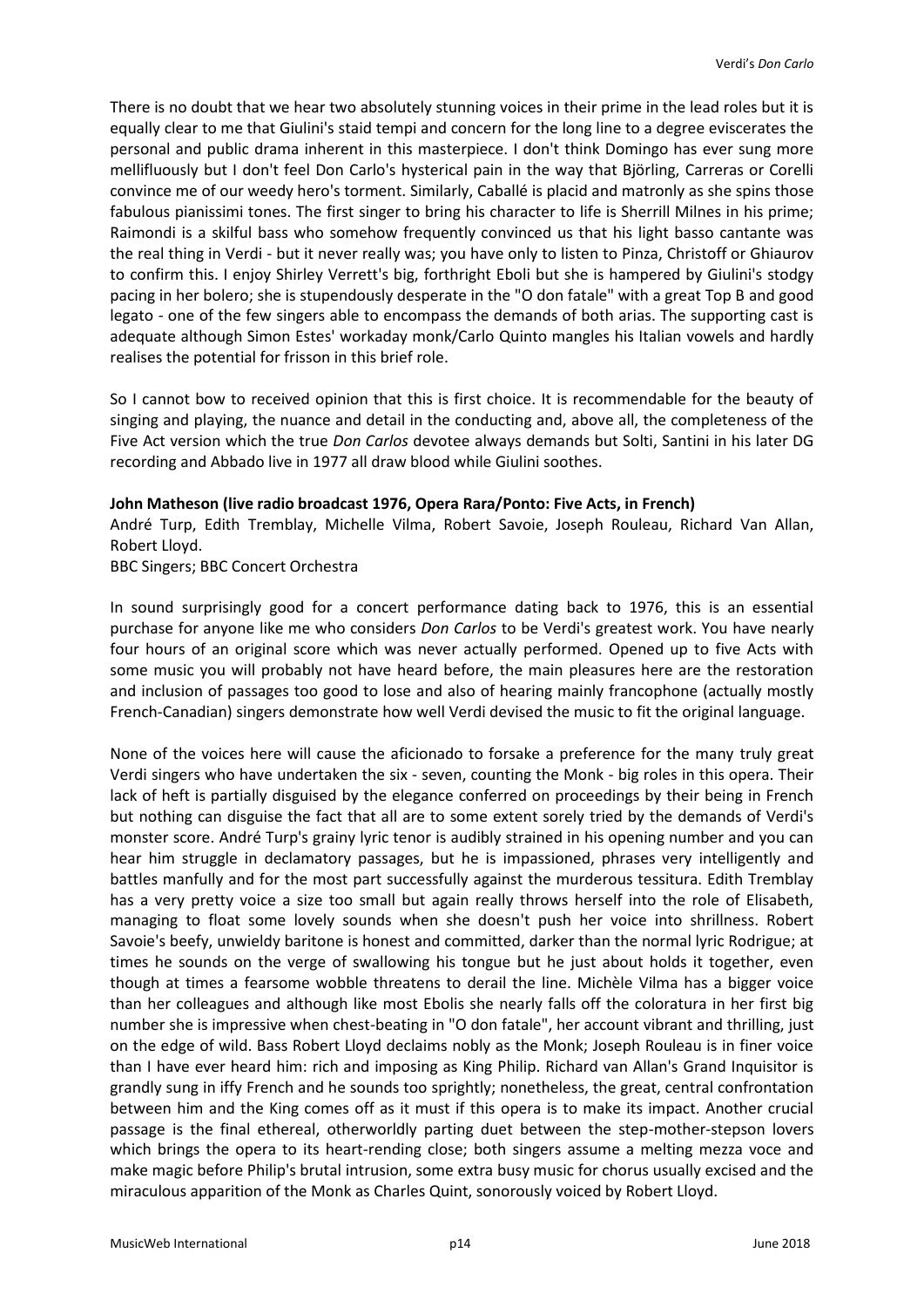There is no doubt that we hear two absolutely stunning voices in their prime in the lead roles but it is equally clear to me that Giulini's staid tempi and concern for the long line to a degree eviscerates the personal and public drama inherent in this masterpiece. I don't think Domingo has ever sung more mellifluously but I don't feel Don Carlo's hysterical pain in the way that Björling, Carreras or Corelli convince me of our weedy hero's torment. Similarly, Caballé is placid and matronly as she spins those fabulous pianissimi tones. The first singer to bring his character to life is Sherrill Milnes in his prime; Raimondi is a skilful bass who somehow frequently convinced us that his light basso cantante was the real thing in Verdi - but it never really was; you have only to listen to Pinza, Christoff or Ghiaurov to confirm this. I enjoy Shirley Verrett's big, forthright Eboli but she is hampered by Giulini's stodgy pacing in her bolero; she is stupendously desperate in the "O don fatale" with a great Top B and good legato - one of the few singers able to encompass the demands of both arias. The supporting cast is adequate although Simon Estes' workaday monk/Carlo Quinto mangles his Italian vowels and hardly realises the potential for frisson in this brief role.

So I cannot bow to received opinion that this is first choice. It is recommendable for the beauty of singing and playing, the nuance and detail in the conducting and, above all, the completeness of the Five Act version which the true *Don Carlos* devotee always demands but Solti, Santini in his later DG recording and Abbado live in 1977 all draw blood while Giulini soothes.

**John Matheson (live radio broadcast 1976, Opera Rara/Ponto: Five Acts, in French)**
André Turp, Edith Tremblay, Michelle Vilma, Robert Savoie, Joseph Rouleau, Richard Van Allan, Robert Lloyd.
BBC Singers; BBC Concert Orchestra

In sound surprisingly good for a concert performance dating back to 1976, this is an essential purchase for anyone like me who considers *Don Carlos* to be Verdi's greatest work. You have nearly four hours of an original score which was never actually performed. Opened up to five Acts with some music you will probably not have heard before, the main pleasures here are the restoration and inclusion of passages too good to lose and also of hearing mainly francophone (actually mostly French-Canadian) singers demonstrate how well Verdi devised the music to fit the original language.

None of the voices here will cause the aficionado to forsake a preference for the many truly great Verdi singers who have undertaken the six - seven, counting the Monk - big roles in this opera. Their lack of heft is partially disguised by the elegance conferred on proceedings by their being in French but nothing can disguise the fact that all are to some extent sorely tried by the demands of Verdi's monster score. André Turp's grainy lyric tenor is audibly strained in his opening number and you can hear him struggle in declamatory passages, but he is impassioned, phrases very intelligently and battles manfully and for the most part successfully against the murderous tessitura. Edith Tremblay has a very pretty voice a size too small but again really throws herself into the role of Elisabeth, managing to float some lovely sounds when she doesn't push her voice into shrillness. Robert Savoie's beefy, unwieldy baritone is honest and committed, darker than the normal lyric Rodrigue; at times he sounds on the verge of swallowing his tongue but he just about holds it together, even though at times a fearsome wobble threatens to derail the line. Michèle Vilma has a bigger voice than her colleagues and although like most Ebolis she nearly falls off the coloratura in her first big number she is impressive when chest-beating in "O don fatale", her account vibrant and thrilling, just on the edge of wild. Bass Robert Lloyd declaims nobly as the Monk; Joseph Rouleau is in finer voice than I have ever heard him: rich and imposing as King Philip. Richard van Allan's Grand Inquisitor is grandly sung in iffy French and he sounds too sprightly; nonetheless, the great, central confrontation between him and the King comes off as it must if this opera is to make its impact. Another crucial passage is the final ethereal, otherworldly parting duet between the step-mother-stepson lovers which brings the opera to its heart-rending close; both singers assume a melting mezza voce and make magic before Philip's brutal intrusion, some extra busy music for chorus usually excised and the miraculous apparition of the Monk as Charles Quint, sonorously voiced by Robert Lloyd.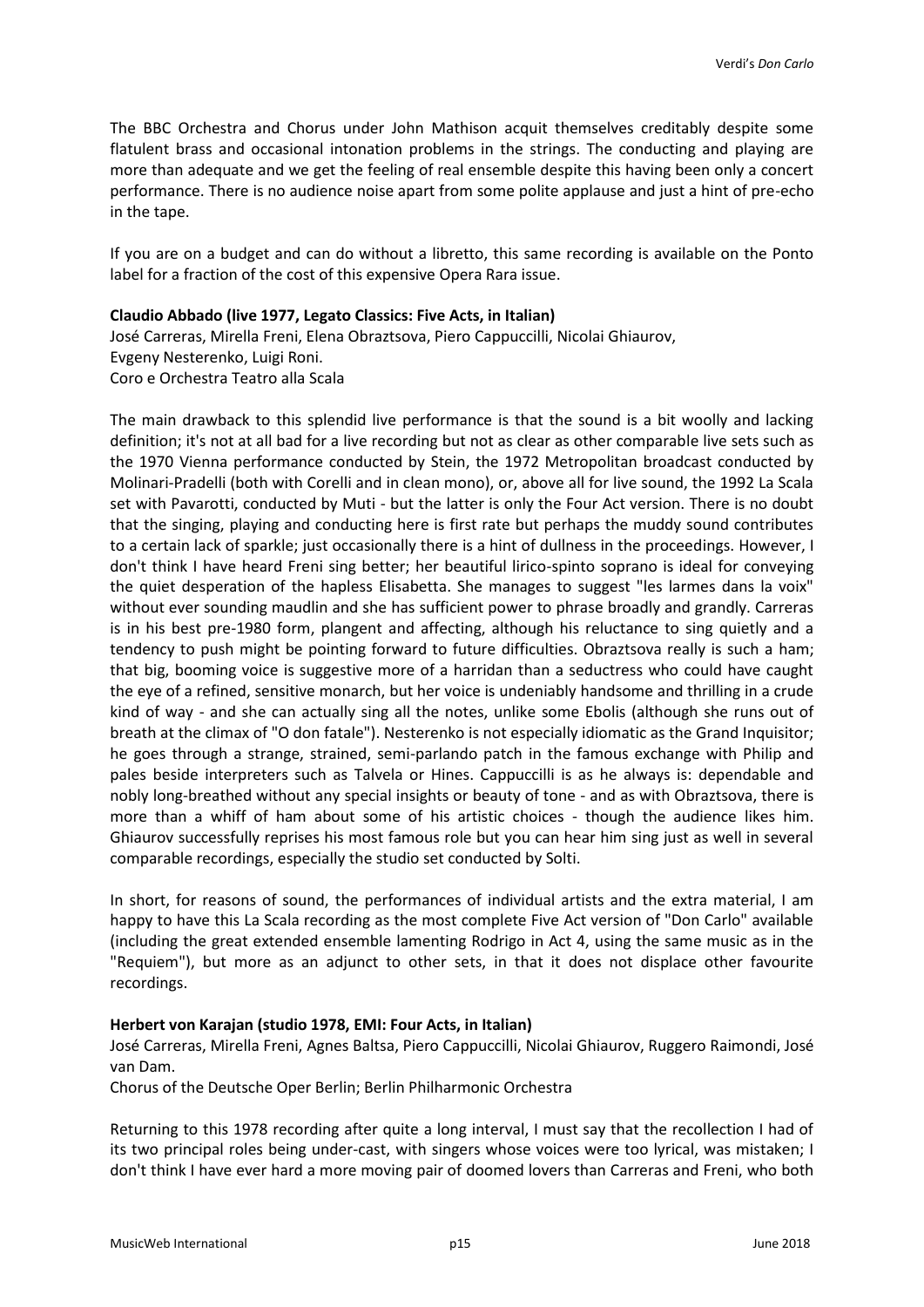The BBC Orchestra and Chorus under John Mathison acquit themselves creditably despite some flatulent brass and occasional intonation problems in the strings. The conducting and playing are more than adequate and we get the feeling of real ensemble despite this having been only a concert performance. There is no audience noise apart from some polite applause and just a hint of pre-echo in the tape.

If you are on a budget and can do without a libretto, this same recording is available on the Ponto label for a fraction of the cost of this expensive Opera Rara issue.

**Claudio Abbado (live 1977, Legato Classics: Five Acts, in Italian)**
José Carreras, Mirella Freni, Elena Obraztsova, Piero Cappuccilli, Nicolai Ghiaurov, Evgeny Nesterenko, Luigi Roni.
Coro e Orchestra Teatro alla Scala

The main drawback to this splendid live performance is that the sound is a bit woolly and lacking definition; it's not at all bad for a live recording but not as clear as other comparable live sets such as the 1970 Vienna performance conducted by Stein, the 1972 Metropolitan broadcast conducted by Molinari-Pradelli (both with Corelli and in clean mono), or, above all for live sound, the 1992 La Scala set with Pavarotti, conducted by Muti - but the latter is only the Four Act version. There is no doubt that the singing, playing and conducting here is first rate but perhaps the muddy sound contributes to a certain lack of sparkle; just occasionally there is a hint of dullness in the proceedings. However, I don't think I have heard Freni sing better; her beautiful lirico-spinto soprano is ideal for conveying the quiet desperation of the hapless Elisabetta. She manages to suggest "les larmes dans la voix" without ever sounding maudlin and she has sufficient power to phrase broadly and grandly. Carreras is in his best pre-1980 form, plangent and affecting, although his reluctance to sing quietly and a tendency to push might be pointing forward to future difficulties. Obraztsova really is such a ham; that big, booming voice is suggestive more of a harridan than a seductress who could have caught the eye of a refined, sensitive monarch, but her voice is undeniably handsome and thrilling in a crude kind of way - and she can actually sing all the notes, unlike some Ebolis (although she runs out of breath at the climax of "O don fatale"). Nesterenko is not especially idiomatic as the Grand Inquisitor; he goes through a strange, strained, semi-parlando patch in the famous exchange with Philip and pales beside interpreters such as Talvela or Hines. Cappuccilli is as he always is: dependable and nobly long-breathed without any special insights or beauty of tone - and as with Obraztsova, there is more than a whiff of ham about some of his artistic choices - though the audience likes him. Ghiaurov successfully reprises his most famous role but you can hear him sing just as well in several comparable recordings, especially the studio set conducted by Solti.

In short, for reasons of sound, the performances of individual artists and the extra material, I am happy to have this La Scala recording as the most complete Five Act version of "Don Carlo" available (including the great extended ensemble lamenting Rodrigo in Act 4, using the same music as in the "Requiem"), but more as an adjunct to other sets, in that it does not displace other favourite recordings.

**Herbert von Karajan (studio 1978, EMI: Four Acts, in Italian)**
José Carreras, Mirella Freni, Agnes Baltsa, Piero Cappuccilli, Nicolai Ghiaurov, Ruggero Raimondi, José van Dam.
Chorus of the Deutsche Oper Berlin; Berlin Philharmonic Orchestra

Returning to this 1978 recording after quite a long interval, I must say that the recollection I had of its two principal roles being under-cast, with singers whose voices were too lyrical, was mistaken; I don't think I have ever hard a more moving pair of doomed lovers than Carreras and Freni, who both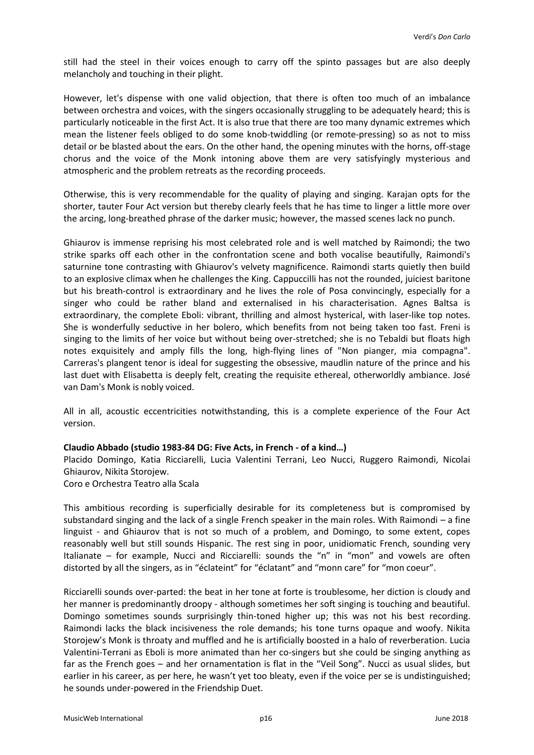still had the steel in their voices enough to carry off the spinto passages but are also deeply melancholy and touching in their plight.

However, let's dispense with one valid objection, that there is often too much of an imbalance between orchestra and voices, with the singers occasionally struggling to be adequately heard; this is particularly noticeable in the first Act. It is also true that there are too many dynamic extremes which mean the listener feels obliged to do some knob-twiddling (or remote-pressing) so as not to miss detail or be blasted about the ears. On the other hand, the opening minutes with the horns, off-stage chorus and the voice of the Monk intoning above them are very satisfyingly mysterious and atmospheric and the problem retreats as the recording proceeds.

Otherwise, this is very recommendable for the quality of playing and singing. Karajan opts for the shorter, tauter Four Act version but thereby clearly feels that he has time to linger a little more over the arcing, long-breathed phrase of the darker music; however, the massed scenes lack no punch.

Ghiaurov is immense reprising his most celebrated role and is well matched by Raimondi; the two strike sparks off each other in the confrontation scene and both vocalise beautifully, Raimondi's saturnine tone contrasting with Ghiaurov's velvety magnificence. Raimondi starts quietly then build to an explosive climax when he challenges the King. Cappuccilli has not the rounded, juiciest baritone but his breath-control is extraordinary and he lives the role of Posa convincingly, especially for a singer who could be rather bland and externalised in his characterisation. Agnes Baltsa is extraordinary, the complete Eboli: vibrant, thrilling and almost hysterical, with laser-like top notes. She is wonderfully seductive in her bolero, which benefits from not being taken too fast. Freni is singing to the limits of her voice but without being over-stretched; she is no Tebaldi but floats high notes exquisitely and amply fills the long, high-flying lines of "Non pianger, mia compagna". Carreras's plangent tenor is ideal for suggesting the obsessive, maudlin nature of the prince and his last duet with Elisabetta is deeply felt, creating the requisite ethereal, otherworldly ambiance. José van Dam's Monk is nobly voiced.

All in all, acoustic eccentricities notwithstanding, this is a complete experience of the Four Act version.

**Claudio Abbado (studio 1983-84 DG: Five Acts, in French - of a kind…)**

Placido Domingo, Katia Ricciarelli, Lucia Valentini Terrani, Leo Nucci, Ruggero Raimondi, Nicolai Ghiaurov, Nikita Storojew.
Coro e Orchestra Teatro alla Scala

This ambitious recording is superficially desirable for its completeness but is compromised by substandard singing and the lack of a single French speaker in the main roles. With Raimondi – a fine linguist - and Ghiaurov that is not so much of a problem, and Domingo, to some extent, copes reasonably well but still sounds Hispanic. The rest sing in poor, unidiomatic French, sounding very Italianate – for example, Nucci and Ricciarelli: sounds the "n" in "mon" and vowels are often distorted by all the singers, as in "éclateint" for "éclatant" and "monn care" for "mon coeur".

Ricciarelli sounds over-parted: the beat in her tone at forte is troublesome, her diction is cloudy and her manner is predominantly droopy - although sometimes her soft singing is touching and beautiful. Domingo sometimes sounds surprisingly thin-toned higher up; this was not his best recording. Raimondi lacks the black incisiveness the role demands; his tone turns opaque and woofy. Nikita Storojew's Monk is throaty and muffled and he is artificially boosted in a halo of reverberation. Lucia Valentini-Terrani as Eboli is more animated than her co-singers but she could be singing anything as far as the French goes – and her ornamentation is flat in the "Veil Song". Nucci as usual slides, but earlier in his career, as per here, he wasn't yet too bleaty, even if the voice per se is undistinguished; he sounds under-powered in the Friendship Duet.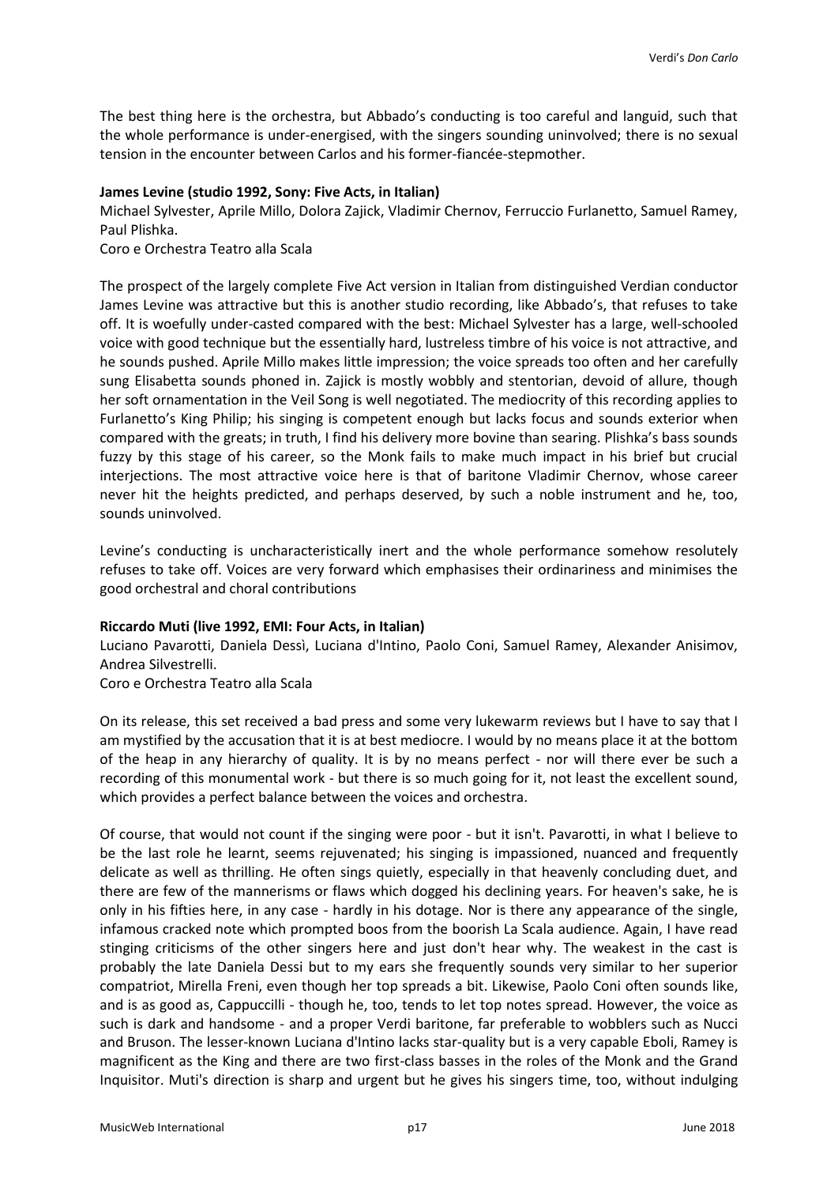The best thing here is the orchestra, but Abbado's conducting is too careful and languid, such that the whole performance is under-energised, with the singers sounding uninvolved; there is no sexual tension in the encounter between Carlos and his former-fiancée-stepmother.

**James Levine (studio 1992, Sony: Five Acts, in Italian)**
Michael Sylvester, Aprile Millo, Dolora Zajick, Vladimir Chernov, Ferruccio Furlanetto, Samuel Ramey, Paul Plishka.
Coro e Orchestra Teatro alla Scala

The prospect of the largely complete Five Act version in Italian from distinguished Verdian conductor James Levine was attractive but this is another studio recording, like Abbado's, that refuses to take off. It is woefully under-casted compared with the best: Michael Sylvester has a large, well-schooled voice with good technique but the essentially hard, lustreless timbre of his voice is not attractive, and he sounds pushed. Aprile Millo makes little impression; the voice spreads too often and her carefully sung Elisabetta sounds phoned in. Zajick is mostly wobbly and stentorian, devoid of allure, though her soft ornamentation in the Veil Song is well negotiated. The mediocrity of this recording applies to Furlanetto's King Philip; his singing is competent enough but lacks focus and sounds exterior when compared with the greats; in truth, I find his delivery more bovine than searing. Plishka's bass sounds fuzzy by this stage of his career, so the Monk fails to make much impact in his brief but crucial interjections. The most attractive voice here is that of baritone Vladimir Chernov, whose career never hit the heights predicted, and perhaps deserved, by such a noble instrument and he, too, sounds uninvolved.

Levine's conducting is uncharacteristically inert and the whole performance somehow resolutely refuses to take off. Voices are very forward which emphasises their ordinariness and minimises the good orchestral and choral contributions

**Riccardo Muti (live 1992, EMI: Four Acts, in Italian)**
Luciano Pavarotti, Daniela Dessì, Luciana d'Intino, Paolo Coni, Samuel Ramey, Alexander Anisimov, Andrea Silvestrelli.
Coro e Orchestra Teatro alla Scala

On its release, this set received a bad press and some very lukewarm reviews but I have to say that I am mystified by the accusation that it is at best mediocre. I would by no means place it at the bottom of the heap in any hierarchy of quality. It is by no means perfect - nor will there ever be such a recording of this monumental work - but there is so much going for it, not least the excellent sound, which provides a perfect balance between the voices and orchestra.

Of course, that would not count if the singing were poor - but it isn't. Pavarotti, in what I believe to be the last role he learnt, seems rejuvenated; his singing is impassioned, nuanced and frequently delicate as well as thrilling. He often sings quietly, especially in that heavenly concluding duet, and there are few of the mannerisms or flaws which dogged his declining years. For heaven's sake, he is only in his fifties here, in any case - hardly in his dotage. Nor is there any appearance of the single, infamous cracked note which prompted boos from the boorish La Scala audience. Again, I have read stinging criticisms of the other singers here and just don't hear why. The weakest in the cast is probably the late Daniela Dessi but to my ears she frequently sounds very similar to her superior compatriot, Mirella Freni, even though her top spreads a bit. Likewise, Paolo Coni often sounds like, and is as good as, Cappuccilli - though he, too, tends to let top notes spread. However, the voice as such is dark and handsome - and a proper Verdi baritone, far preferable to wobblers such as Nucci and Bruson. The lesser-known Luciana d'Intino lacks star-quality but is a very capable Eboli, Ramey is magnificent as the King and there are two first-class basses in the roles of the Monk and the Grand Inquisitor. Muti's direction is sharp and urgent but he gives his singers time, too, without indulging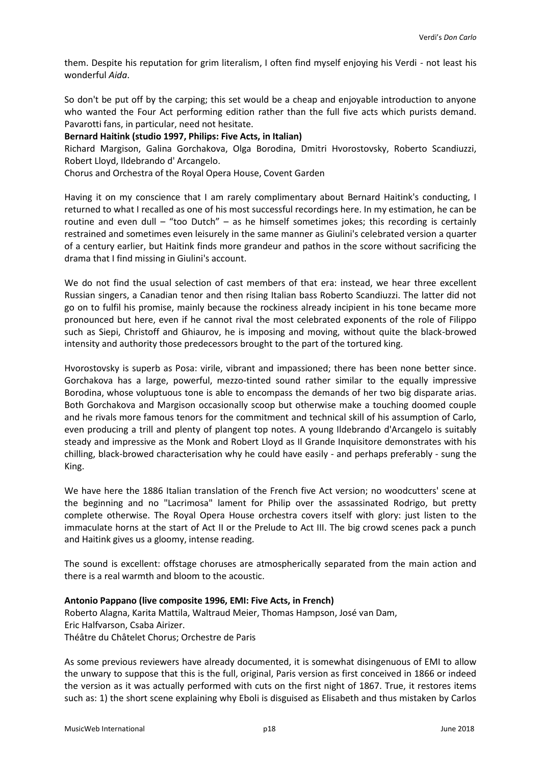them. Despite his reputation for grim literalism, I often find myself enjoying his Verdi - not least his wonderful *Aida*.

So don't be put off by the carping; this set would be a cheap and enjoyable introduction to anyone who wanted the Four Act performing edition rather than the full five acts which purists demand. Pavarotti fans, in particular, need not hesitate.

**Bernard Haitink (studio 1997, Philips: Five Acts, in Italian)**

Richard Margison, Galina Gorchakova, Olga Borodina, Dmitri Hvorostovsky, Roberto Scandiuzzi, Robert Lloyd, Ildebrando d' Arcangelo.

Chorus and Orchestra of the Royal Opera House, Covent Garden

Having it on my conscience that I am rarely complimentary about Bernard Haitink's conducting, I returned to what I recalled as one of his most successful recordings here. In my estimation, he can be routine and even dull – "too Dutch" – as he himself sometimes jokes; this recording is certainly restrained and sometimes even leisurely in the same manner as Giulini's celebrated version a quarter of a century earlier, but Haitink finds more grandeur and pathos in the score without sacrificing the drama that I find missing in Giulini's account.

We do not find the usual selection of cast members of that era: instead, we hear three excellent Russian singers, a Canadian tenor and then rising Italian bass Roberto Scandiuzzi. The latter did not go on to fulfil his promise, mainly because the rockiness already incipient in his tone became more pronounced but here, even if he cannot rival the most celebrated exponents of the role of Filippo such as Siepi, Christoff and Ghiaurov, he is imposing and moving, without quite the black-browed intensity and authority those predecessors brought to the part of the tortured king.

Hvorostovsky is superb as Posa: virile, vibrant and impassioned; there has been none better since. Gorchakova has a large, powerful, mezzo-tinted sound rather similar to the equally impressive Borodina, whose voluptuous tone is able to encompass the demands of her two big disparate arias. Both Gorchakova and Margison occasionally scoop but otherwise make a touching doomed couple and he rivals more famous tenors for the commitment and technical skill of his assumption of Carlo, even producing a trill and plenty of plangent top notes. A young Ildebrando d'Arcangelo is suitably steady and impressive as the Monk and Robert Lloyd as Il Grande Inquisitore demonstrates with his chilling, black-browed characterisation why he could have easily - and perhaps preferably - sung the King.

We have here the 1886 Italian translation of the French five Act version; no woodcutters' scene at the beginning and no "Lacrimosa" lament for Philip over the assassinated Rodrigo, but pretty complete otherwise. The Royal Opera House orchestra covers itself with glory: just listen to the immaculate horns at the start of Act II or the Prelude to Act III. The big crowd scenes pack a punch and Haitink gives us a gloomy, intense reading.

The sound is excellent: offstage choruses are atmospherically separated from the main action and there is a real warmth and bloom to the acoustic.

**Antonio Pappano (live composite 1996, EMI: Five Acts, in French)**

Roberto Alagna, Karita Mattila, Waltraud Meier, Thomas Hampson, José van Dam, Eric Halfvarson, Csaba Airizer.

Théâtre du Châtelet Chorus; Orchestre de Paris

As some previous reviewers have already documented, it is somewhat disingenuous of EMI to allow the unwary to suppose that this is the full, original, Paris version as first conceived in 1866 or indeed the version as it was actually performed with cuts on the first night of 1867. True, it restores items such as: 1) the short scene explaining why Eboli is disguised as Elisabeth and thus mistaken by Carlos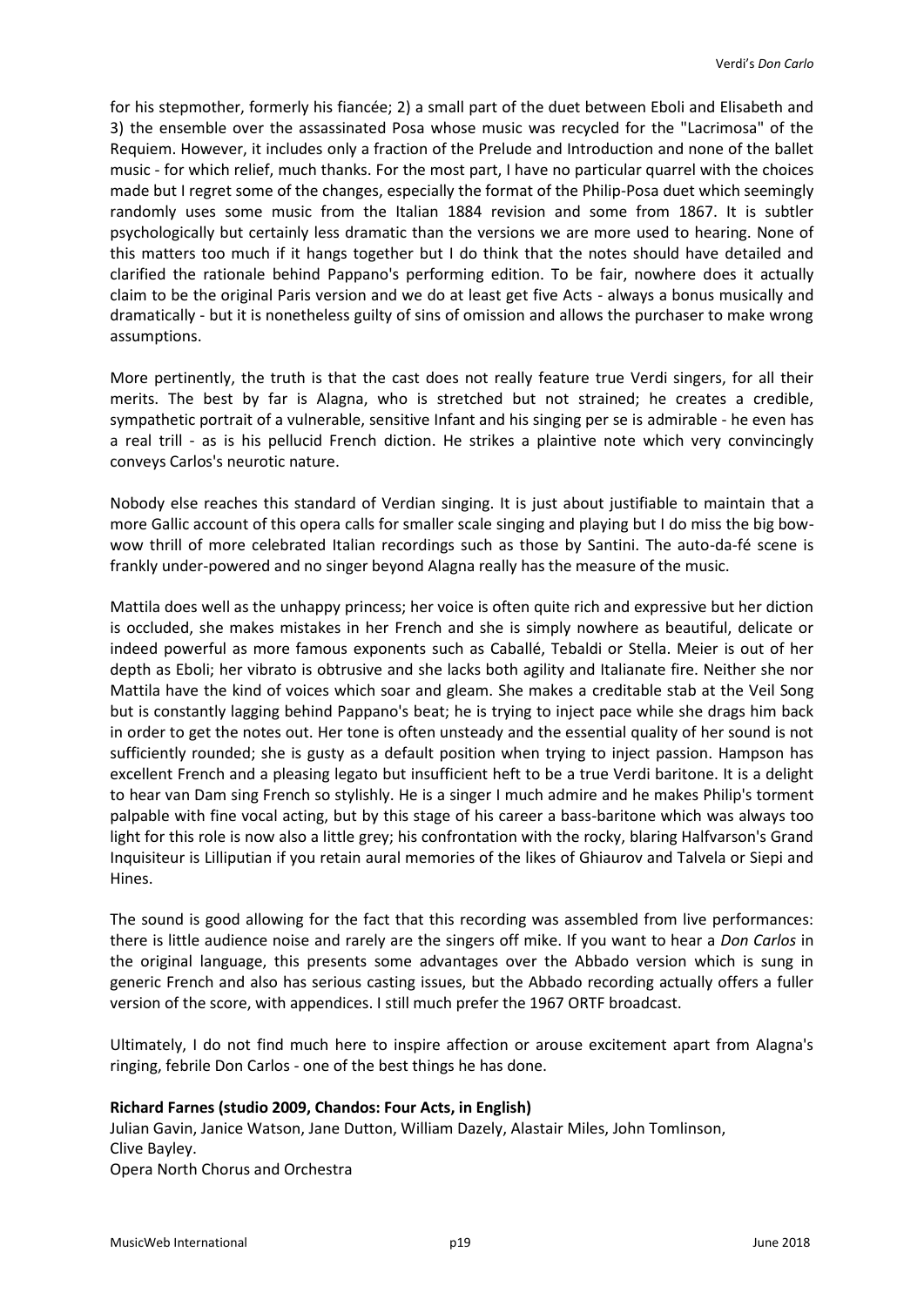for his stepmother, formerly his fiancée; 2) a small part of the duet between Eboli and Elisabeth and 3) the ensemble over the assassinated Posa whose music was recycled for the "Lacrimosa" of the Requiem. However, it includes only a fraction of the Prelude and Introduction and none of the ballet music - for which relief, much thanks. For the most part, I have no particular quarrel with the choices made but I regret some of the changes, especially the format of the Philip-Posa duet which seemingly randomly uses some music from the Italian 1884 revision and some from 1867. It is subtler psychologically but certainly less dramatic than the versions we are more used to hearing. None of this matters too much if it hangs together but I do think that the notes should have detailed and clarified the rationale behind Pappano's performing edition. To be fair, nowhere does it actually claim to be the original Paris version and we do at least get five Acts - always a bonus musically and dramatically - but it is nonetheless guilty of sins of omission and allows the purchaser to make wrong assumptions.

More pertinently, the truth is that the cast does not really feature true Verdi singers, for all their merits. The best by far is Alagna, who is stretched but not strained; he creates a credible, sympathetic portrait of a vulnerable, sensitive Infant and his singing per se is admirable - he even has a real trill - as is his pellucid French diction. He strikes a plaintive note which very convincingly conveys Carlos's neurotic nature.

Nobody else reaches this standard of Verdian singing. It is just about justifiable to maintain that a more Gallic account of this opera calls for smaller scale singing and playing but I do miss the big bow-wow thrill of more celebrated Italian recordings such as those by Santini. The auto-da-fé scene is frankly under-powered and no singer beyond Alagna really has the measure of the music.

Mattila does well as the unhappy princess; her voice is often quite rich and expressive but her diction is occluded, she makes mistakes in her French and she is simply nowhere as beautiful, delicate or indeed powerful as more famous exponents such as Caballé, Tebaldi or Stella. Meier is out of her depth as Eboli; her vibrato is obtrusive and she lacks both agility and Italianate fire. Neither she nor Mattila have the kind of voices which soar and gleam. She makes a creditable stab at the Veil Song but is constantly lagging behind Pappano's beat; he is trying to inject pace while she drags him back in order to get the notes out. Her tone is often unsteady and the essential quality of her sound is not sufficiently rounded; she is gusty as a default position when trying to inject passion. Hampson has excellent French and a pleasing legato but insufficient heft to be a true Verdi baritone. It is a delight to hear van Dam sing French so stylishly. He is a singer I much admire and he makes Philip's torment palpable with fine vocal acting, but by this stage of his career a bass-baritone which was always too light for this role is now also a little grey; his confrontation with the rocky, blaring Halfvarson's Grand Inquisiteur is Lilliputian if you retain aural memories of the likes of Ghiaurov and Talvela or Siepi and Hines.

The sound is good allowing for the fact that this recording was assembled from live performances: there is little audience noise and rarely are the singers off mike. If you want to hear a *Don Carlos* in the original language, this presents some advantages over the Abbado version which is sung in generic French and also has serious casting issues, but the Abbado recording actually offers a fuller version of the score, with appendices. I still much prefer the 1967 ORTF broadcast.

Ultimately, I do not find much here to inspire affection or arouse excitement apart from Alagna's ringing, febrile Don Carlos - one of the best things he has done.

**Richard Farnes (studio 2009, Chandos: Four Acts, in English)**
Julian Gavin, Janice Watson, Jane Dutton, William Dazely, Alastair Miles, John Tomlinson, Clive Bayley.
Opera North Chorus and Orchestra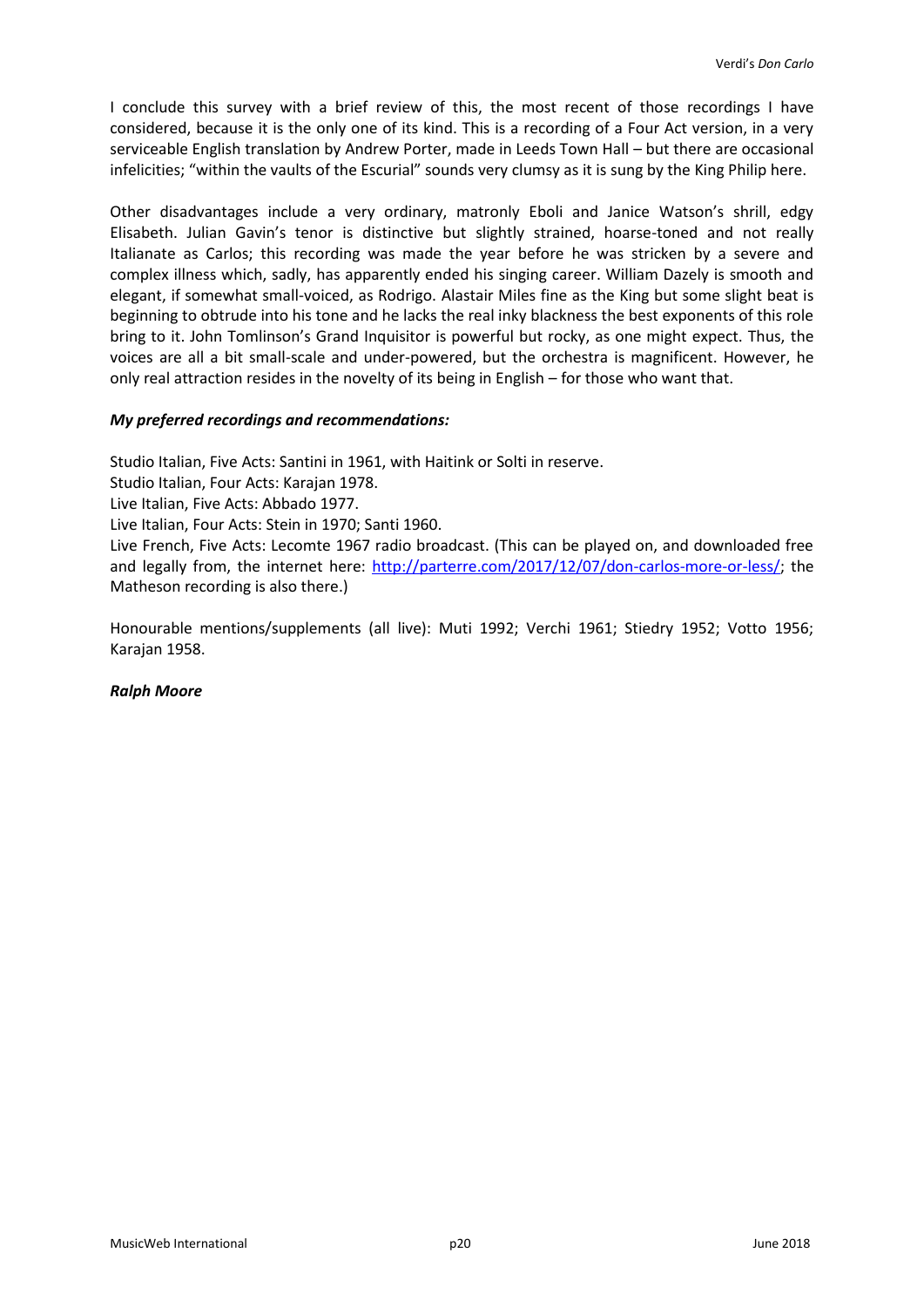I conclude this survey with a brief review of this, the most recent of those recordings I have considered, because it is the only one of its kind. This is a recording of a Four Act version, in a very serviceable English translation by Andrew Porter, made in Leeds Town Hall – but there are occasional infelicities; "within the vaults of the Escurial" sounds very clumsy as it is sung by the King Philip here.

Other disadvantages include a very ordinary, matronly Eboli and Janice Watson's shrill, edgy Elisabeth. Julian Gavin's tenor is distinctive but slightly strained, hoarse-toned and not really Italianate as Carlos; this recording was made the year before he was stricken by a severe and complex illness which, sadly, has apparently ended his singing career. William Dazely is smooth and elegant, if somewhat small-voiced, as Rodrigo. Alastair Miles fine as the King but some slight beat is beginning to obtrude into his tone and he lacks the real inky blackness the best exponents of this role bring to it. John Tomlinson's Grand Inquisitor is powerful but rocky, as one might expect. Thus, the voices are all a bit small-scale and under-powered, but the orchestra is magnificent. However, he only real attraction resides in the novelty of its being in English – for those who want that.

***My preferred recordings and recommendations:***

Studio Italian, Five Acts: Santini in 1961, with Haitink or Solti in reserve.
Studio Italian, Four Acts: Karajan 1978.
Live Italian, Five Acts: Abbado 1977.
Live Italian, Four Acts: Stein in 1970; Santi 1960.
Live French, Five Acts: Lecomte 1967 radio broadcast. (This can be played on, and downloaded free and legally from, the internet here: http://parterre.com/2017/12/07/don-carlos-more-or-less/; the Matheson recording is also there.)

Honourable mentions/supplements (all live): Muti 1992; Verchi 1961; Stiedry 1952; Votto 1956; Karajan 1958.

***Ralph Moore***